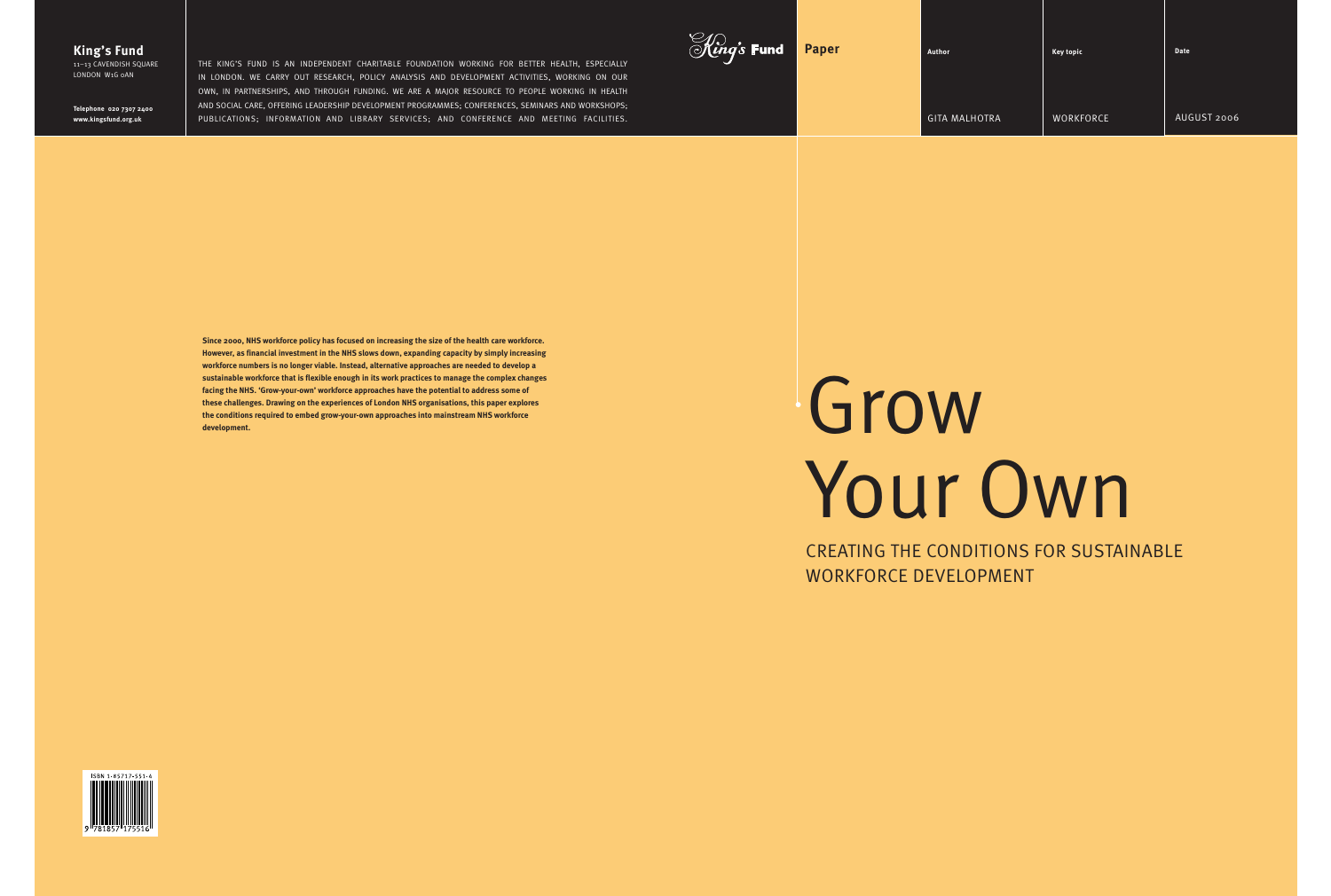**King's Fund**
11–13 CAVENDISH SQUARE
LONDON W1G 0AN

**Telephone 020 7307 2400**
**www.kingsfund.org.uk**

THE KING'S FUND IS AN INDEPENDENT CHARITABLE FOUNDATION WORKING FOR BETTER HEALTH, ESPECIALLY IN LONDON. WE CARRY OUT RESEARCH, POLICY ANALYSIS AND DEVELOPMENT ACTIVITIES, WORKING ON OUR OWN, IN PARTNERSHIPS, AND THROUGH FUNDING. WE ARE A MAJOR RESOURCE TO PEOPLE WORKING IN HEALTH AND SOCIAL CARE, OFFERING LEADERSHIP DEVELOPMENT PROGRAMMES; CONFERENCES, SEMINARS AND WORKSHOPS; PUBLICATIONS; INFORMATION AND LIBRARY SERVICES; AND CONFERENCE AND MEETING FACILITIES.

King's Fund

**Paper**

| Author | Key topic | Date |
|---|---|---|
| GITA MALHOTRA | WORKFORCE | AUGUST 2006 |

**Since 2000, NHS workforce policy has focused on increasing the size of the health care workforce. However, as financial investment in the NHS slows down, expanding capacity by simply increasing workforce numbers is no longer viable. Instead, alternative approaches are needed to develop a sustainable workforce that is flexible enough in its work practices to manage the complex changes facing the NHS. 'Grow-your-own' workforce approaches have the potential to address some of these challenges. Drawing on the experiences of London NHS organisations, this paper explores the conditions required to embed grow-your-own approaches into mainstream NHS workforce development.**

# Grow Your Own

## CREATING THE CONDITIONS FOR SUSTAINABLE WORKFORCE DEVELOPMENT

ISBN 1-85717-551-6

9 781857 175516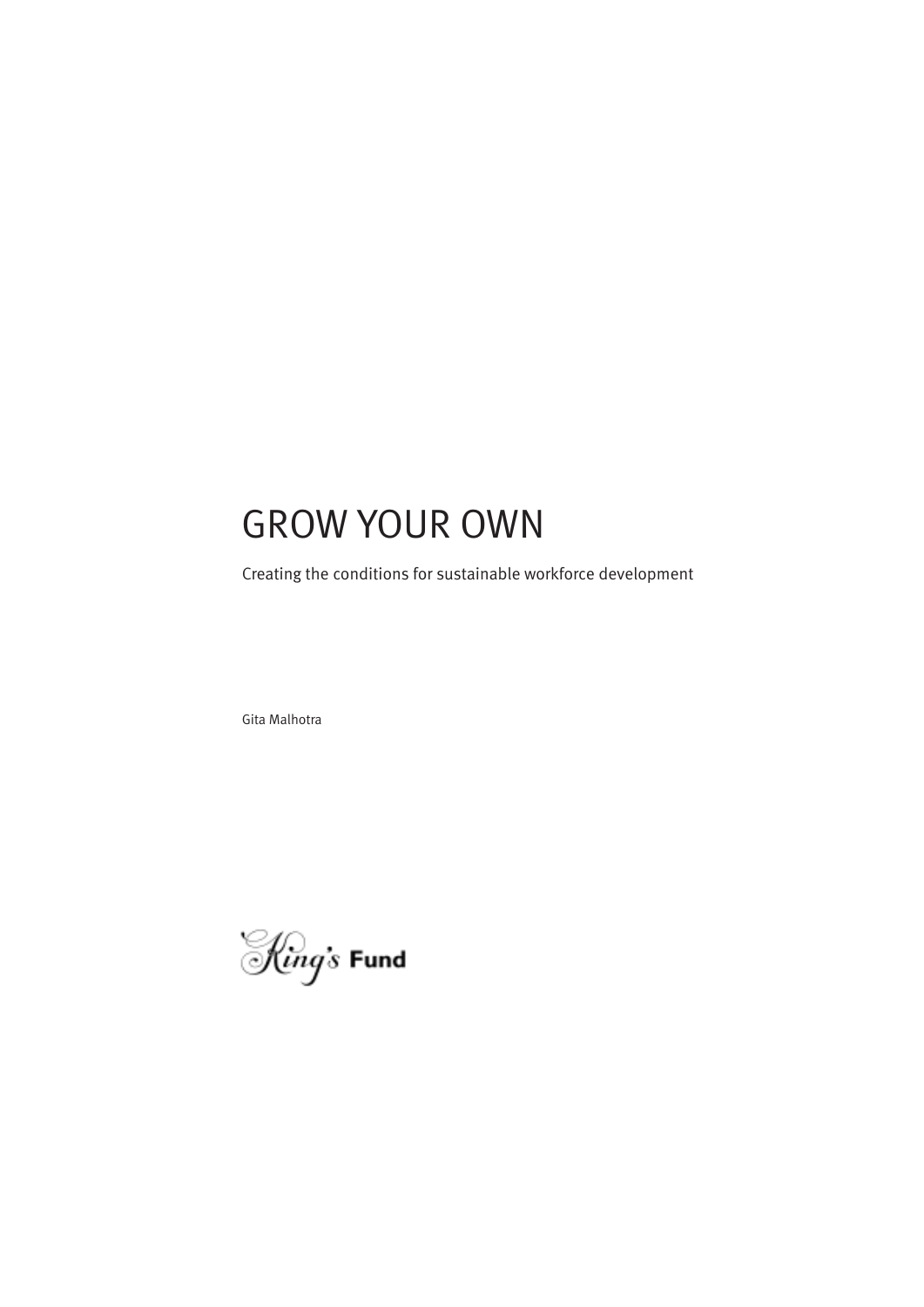# GROW YOUR OWN

Creating the conditions for sustainable workforce development

Gita Malhotra

King's Fund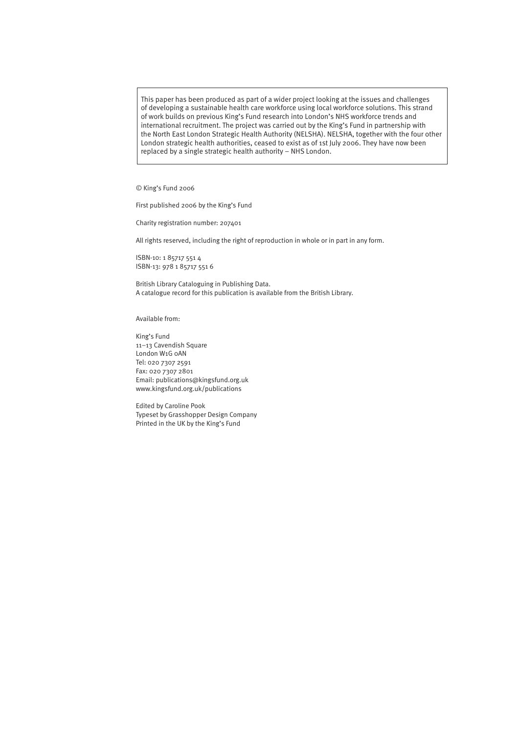This paper has been produced as part of a wider project looking at the issues and challenges of developing a sustainable health care workforce using local workforce solutions. This strand of work builds on previous King's Fund research into London's NHS workforce trends and international recruitment. The project was carried out by the King's Fund in partnership with the North East London Strategic Health Authority (NELSHA). NELSHA, together with the four other London strategic health authorities, ceased to exist as of 1st July 2006. They have now been replaced by a single strategic health authority – NHS London.

© King's Fund 2006

First published 2006 by the King's Fund

Charity registration number: 207401

All rights reserved, including the right of reproduction in whole or in part in any form.

ISBN-10: 1 85717 551 4
ISBN-13: 978 1 85717 551 6

British Library Cataloguing in Publishing Data.
A catalogue record for this publication is available from the British Library.

Available from:

King's Fund
11–13 Cavendish Square
London W1G 0AN
Tel: 020 7307 2591
Fax: 020 7307 2801
Email: publications@kingsfund.org.uk
www.kingsfund.org.uk/publications

Edited by Caroline Pook
Typeset by Grasshopper Design Company
Printed in the UK by the King's Fund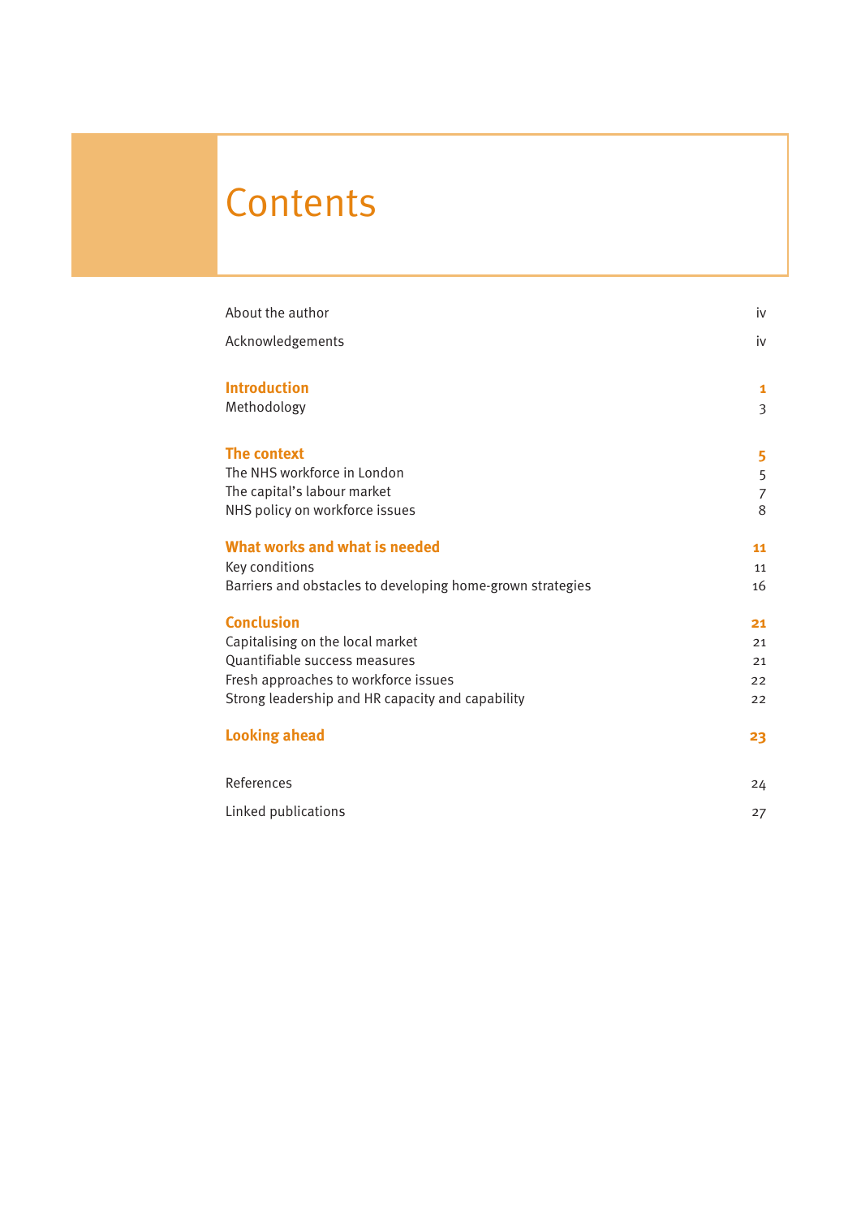# Contents

| | |
|---|---|
| About the author | iv |
| Acknowledgements | iv |
| **Introduction** | **1** |
| Methodology | 3 |
| **The context** | **5** |
| The NHS workforce in London | 5 |
| The capital's labour market | 7 |
| NHS policy on workforce issues | 8 |
| **What works and what is needed** | **11** |
| Key conditions | 11 |
| Barriers and obstacles to developing home-grown strategies | 16 |
| **Conclusion** | **21** |
| Capitalising on the local market | 21 |
| Quantifiable success measures | 21 |
| Fresh approaches to workforce issues | 22 |
| Strong leadership and HR capacity and capability | 22 |
| **Looking ahead** | **23** |
| References | 24 |
| Linked publications | 27 |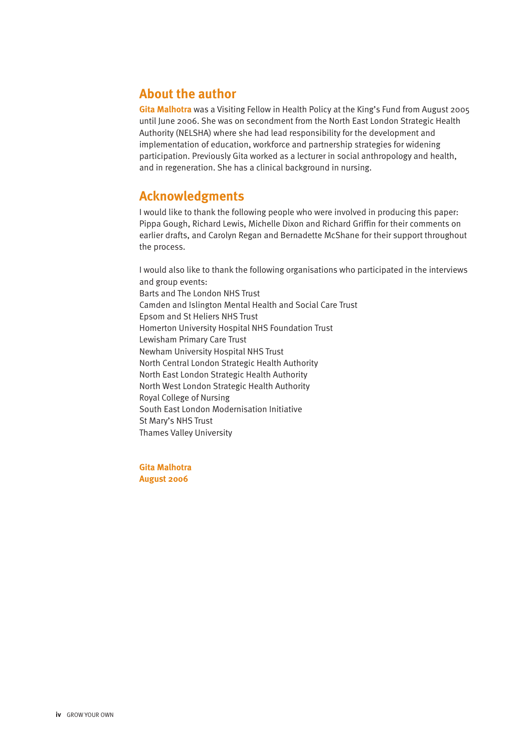## About the author

**Gita Malhotra** was a Visiting Fellow in Health Policy at the King's Fund from August 2005 until June 2006. She was on secondment from the North East London Strategic Health Authority (NELSHA) where she had lead responsibility for the development and implementation of education, workforce and partnership strategies for widening participation. Previously Gita worked as a lecturer in social anthropology and health, and in regeneration. She has a clinical background in nursing.

## Acknowledgments

I would like to thank the following people who were involved in producing this paper: Pippa Gough, Richard Lewis, Michelle Dixon and Richard Griffin for their comments on earlier drafts, and Carolyn Regan and Bernadette McShane for their support throughout the process.

I would also like to thank the following organisations who participated in the interviews and group events:
Barts and The London NHS Trust
Camden and Islington Mental Health and Social Care Trust
Epsom and St Heliers NHS Trust
Homerton University Hospital NHS Foundation Trust
Lewisham Primary Care Trust
Newham University Hospital NHS Trust
North Central London Strategic Health Authority
North East London Strategic Health Authority
North West London Strategic Health Authority
Royal College of Nursing
South East London Modernisation Initiative
St Mary's NHS Trust
Thames Valley University

**Gita Malhotra**
**August 2006**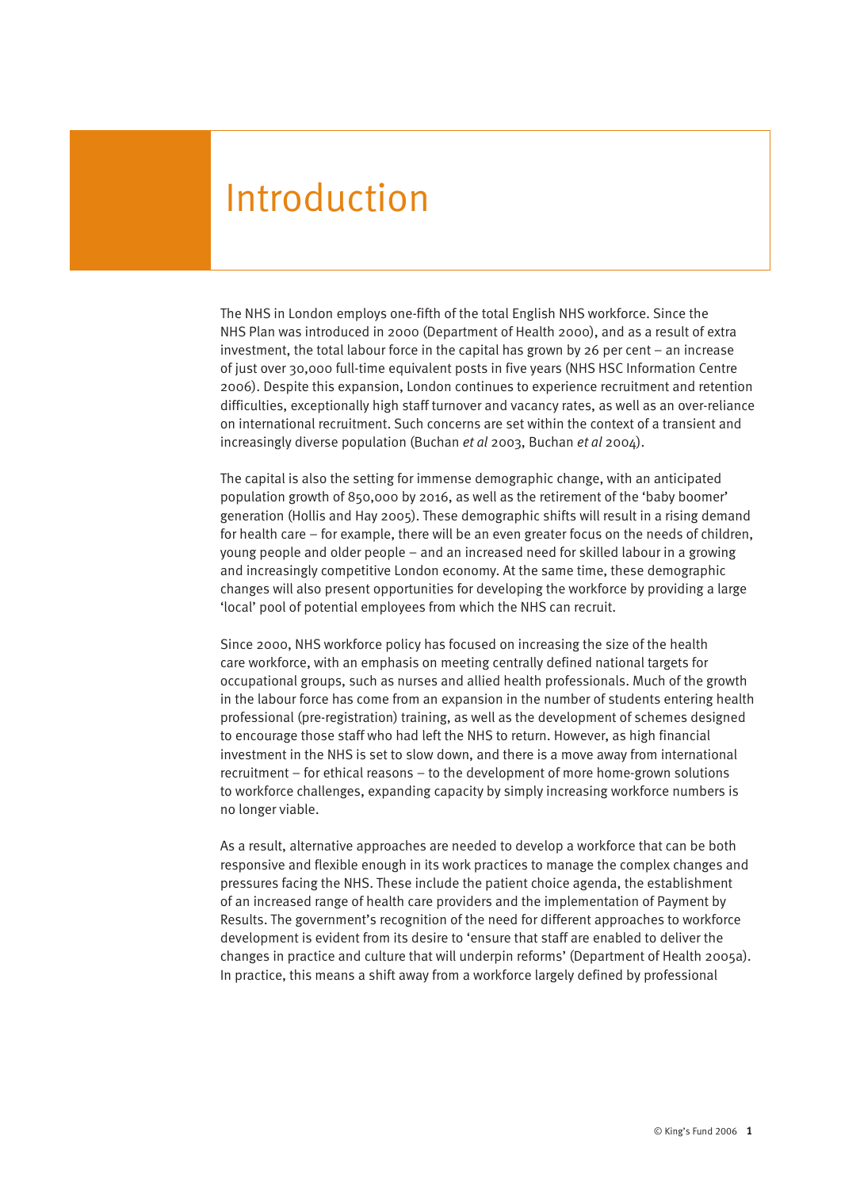# Introduction

The NHS in London employs one-fifth of the total English NHS workforce. Since the NHS Plan was introduced in 2000 (Department of Health 2000), and as a result of extra investment, the total labour force in the capital has grown by 26 per cent – an increase of just over 30,000 full-time equivalent posts in five years (NHS HSC Information Centre 2006). Despite this expansion, London continues to experience recruitment and retention difficulties, exceptionally high staff turnover and vacancy rates, as well as an over-reliance on international recruitment. Such concerns are set within the context of a transient and increasingly diverse population (Buchan *et al* 2003, Buchan *et al* 2004).

The capital is also the setting for immense demographic change, with an anticipated population growth of 850,000 by 2016, as well as the retirement of the 'baby boomer' generation (Hollis and Hay 2005). These demographic shifts will result in a rising demand for health care – for example, there will be an even greater focus on the needs of children, young people and older people – and an increased need for skilled labour in a growing and increasingly competitive London economy. At the same time, these demographic changes will also present opportunities for developing the workforce by providing a large 'local' pool of potential employees from which the NHS can recruit.

Since 2000, NHS workforce policy has focused on increasing the size of the health care workforce, with an emphasis on meeting centrally defined national targets for occupational groups, such as nurses and allied health professionals. Much of the growth in the labour force has come from an expansion in the number of students entering health professional (pre-registration) training, as well as the development of schemes designed to encourage those staff who had left the NHS to return. However, as high financial investment in the NHS is set to slow down, and there is a move away from international recruitment – for ethical reasons – to the development of more home-grown solutions to workforce challenges, expanding capacity by simply increasing workforce numbers is no longer viable.

As a result, alternative approaches are needed to develop a workforce that can be both responsive and flexible enough in its work practices to manage the complex changes and pressures facing the NHS. These include the patient choice agenda, the establishment of an increased range of health care providers and the implementation of Payment by Results. The government's recognition of the need for different approaches to workforce development is evident from its desire to 'ensure that staff are enabled to deliver the changes in practice and culture that will underpin reforms' (Department of Health 2005a). In practice, this means a shift away from a workforce largely defined by professional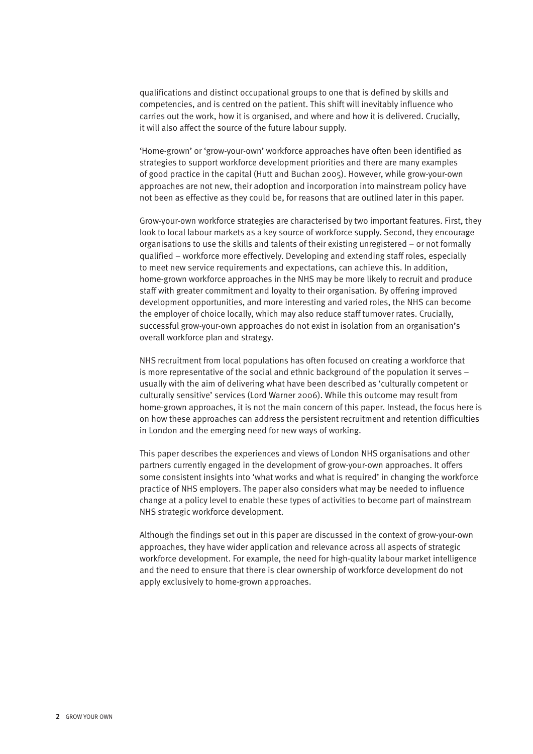qualifications and distinct occupational groups to one that is defined by skills and competencies, and is centred on the patient. This shift will inevitably influence who carries out the work, how it is organised, and where and how it is delivered. Crucially, it will also affect the source of the future labour supply.

'Home-grown' or 'grow-your-own' workforce approaches have often been identified as strategies to support workforce development priorities and there are many examples of good practice in the capital (Hutt and Buchan 2005). However, while grow-your-own approaches are not new, their adoption and incorporation into mainstream policy have not been as effective as they could be, for reasons that are outlined later in this paper.

Grow-your-own workforce strategies are characterised by two important features. First, they look to local labour markets as a key source of workforce supply. Second, they encourage organisations to use the skills and talents of their existing unregistered – or not formally qualified – workforce more effectively. Developing and extending staff roles, especially to meet new service requirements and expectations, can achieve this. In addition, home-grown workforce approaches in the NHS may be more likely to recruit and produce staff with greater commitment and loyalty to their organisation. By offering improved development opportunities, and more interesting and varied roles, the NHS can become the employer of choice locally, which may also reduce staff turnover rates. Crucially, successful grow-your-own approaches do not exist in isolation from an organisation's overall workforce plan and strategy.

NHS recruitment from local populations has often focused on creating a workforce that is more representative of the social and ethnic background of the population it serves – usually with the aim of delivering what have been described as 'culturally competent or culturally sensitive' services (Lord Warner 2006). While this outcome may result from home-grown approaches, it is not the main concern of this paper. Instead, the focus here is on how these approaches can address the persistent recruitment and retention difficulties in London and the emerging need for new ways of working.

This paper describes the experiences and views of London NHS organisations and other partners currently engaged in the development of grow-your-own approaches. It offers some consistent insights into 'what works and what is required' in changing the workforce practice of NHS employers. The paper also considers what may be needed to influence change at a policy level to enable these types of activities to become part of mainstream NHS strategic workforce development.

Although the findings set out in this paper are discussed in the context of grow-your-own approaches, they have wider application and relevance across all aspects of strategic workforce development. For example, the need for high-quality labour market intelligence and the need to ensure that there is clear ownership of workforce development do not apply exclusively to home-grown approaches.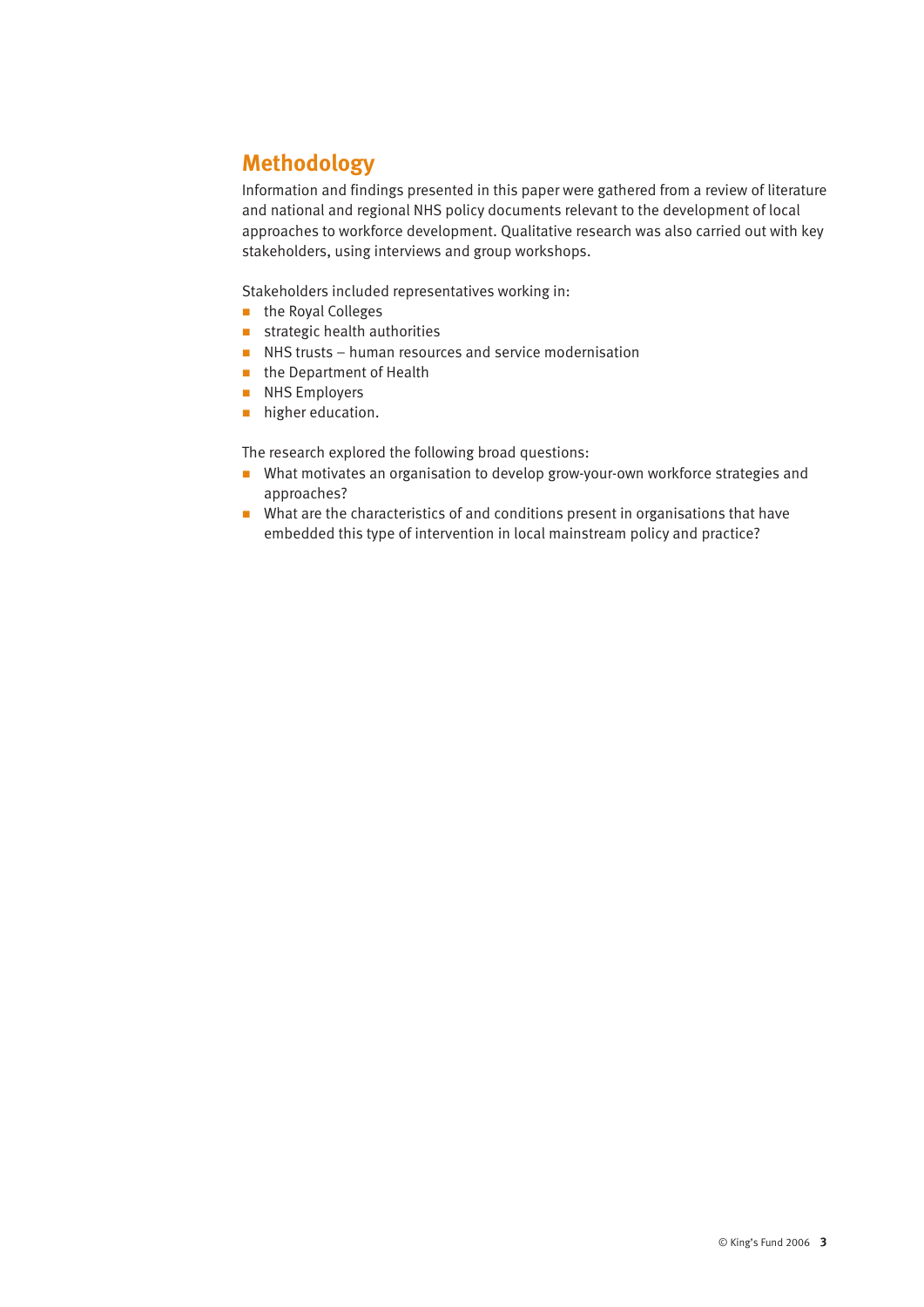## Methodology

Information and findings presented in this paper were gathered from a review of literature and national and regional NHS policy documents relevant to the development of local approaches to workforce development. Qualitative research was also carried out with key stakeholders, using interviews and group workshops.

Stakeholders included representatives working in:

- the Royal Colleges
- strategic health authorities
- NHS trusts – human resources and service modernisation
- the Department of Health
- NHS Employers
- higher education.

The research explored the following broad questions:

- What motivates an organisation to develop grow-your-own workforce strategies and approaches?
- What are the characteristics of and conditions present in organisations that have embedded this type of intervention in local mainstream policy and practice?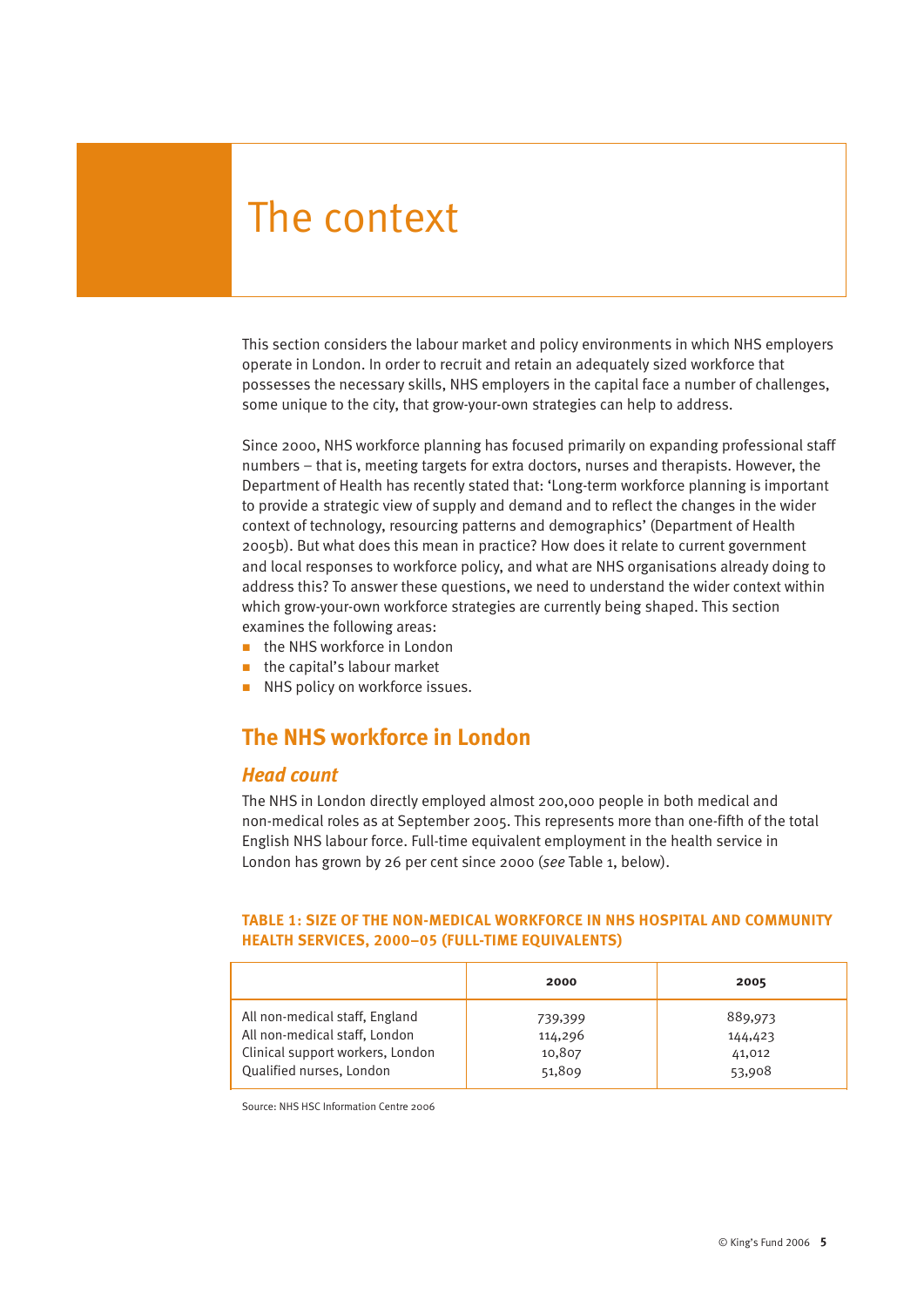# The context

This section considers the labour market and policy environments in which NHS employers operate in London. In order to recruit and retain an adequately sized workforce that possesses the necessary skills, NHS employers in the capital face a number of challenges, some unique to the city, that grow-your-own strategies can help to address.

Since 2000, NHS workforce planning has focused primarily on expanding professional staff numbers – that is, meeting targets for extra doctors, nurses and therapists. However, the Department of Health has recently stated that: 'Long-term workforce planning is important to provide a strategic view of supply and demand and to reflect the changes in the wider context of technology, resourcing patterns and demographics' (Department of Health 2005b). But what does this mean in practice? How does it relate to current government and local responses to workforce policy, and what are NHS organisations already doing to address this? To answer these questions, we need to understand the wider context within which grow-your-own workforce strategies are currently being shaped. This section examines the following areas:

- the NHS workforce in London
- the capital's labour market
- NHS policy on workforce issues.

## The NHS workforce in London

### *Head count*

The NHS in London directly employed almost 200,000 people in both medical and non-medical roles as at September 2005. This represents more than one-fifth of the total English NHS labour force. Full-time equivalent employment in the health service in London has grown by 26 per cent since 2000 (*see* Table 1, below).

**TABLE 1: SIZE OF THE NON-MEDICAL WORKFORCE IN NHS HOSPITAL AND COMMUNITY HEALTH SERVICES, 2000–05 (FULL-TIME EQUIVALENTS)**

| | 2000 | 2005 |
|---|---|---|
| All non-medical staff, England | 739,399 | 889,973 |
| All non-medical staff, London | 114,296 | 144,423 |
| Clinical support workers, London | 10,807 | 41,012 |
| Qualified nurses, London | 51,809 | 53,908 |

Source: NHS HSC Information Centre 2006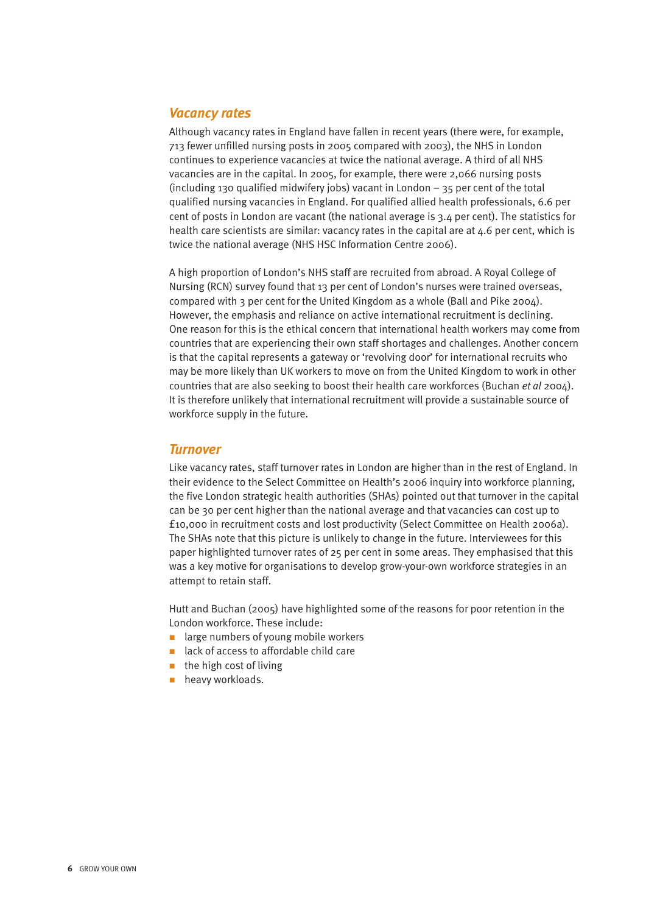## Vacancy rates

Although vacancy rates in England have fallen in recent years (there were, for example, 713 fewer unfilled nursing posts in 2005 compared with 2003), the NHS in London continues to experience vacancies at twice the national average. A third of all NHS vacancies are in the capital. In 2005, for example, there were 2,066 nursing posts (including 130 qualified midwifery jobs) vacant in London – 35 per cent of the total qualified nursing vacancies in England. For qualified allied health professionals, 6.6 per cent of posts in London are vacant (the national average is 3.4 per cent). The statistics for health care scientists are similar: vacancy rates in the capital are at 4.6 per cent, which is twice the national average (NHS HSC Information Centre 2006).

A high proportion of London's NHS staff are recruited from abroad. A Royal College of Nursing (RCN) survey found that 13 per cent of London's nurses were trained overseas, compared with 3 per cent for the United Kingdom as a whole (Ball and Pike 2004). However, the emphasis and reliance on active international recruitment is declining. One reason for this is the ethical concern that international health workers may come from countries that are experiencing their own staff shortages and challenges. Another concern is that the capital represents a gateway or 'revolving door' for international recruits who may be more likely than UK workers to move on from the United Kingdom to work in other countries that are also seeking to boost their health care workforces (Buchan *et al* 2004). It is therefore unlikely that international recruitment will provide a sustainable source of workforce supply in the future.

## Turnover

Like vacancy rates, staff turnover rates in London are higher than in the rest of England. In their evidence to the Select Committee on Health's 2006 inquiry into workforce planning, the five London strategic health authorities (SHAs) pointed out that turnover in the capital can be 30 per cent higher than the national average and that vacancies can cost up to £10,000 in recruitment costs and lost productivity (Select Committee on Health 2006a). The SHAs note that this picture is unlikely to change in the future. Interviewees for this paper highlighted turnover rates of 25 per cent in some areas. They emphasised that this was a key motive for organisations to develop grow-your-own workforce strategies in an attempt to retain staff.

Hutt and Buchan (2005) have highlighted some of the reasons for poor retention in the London workforce. These include:

- large numbers of young mobile workers
- lack of access to affordable child care
- the high cost of living
- heavy workloads.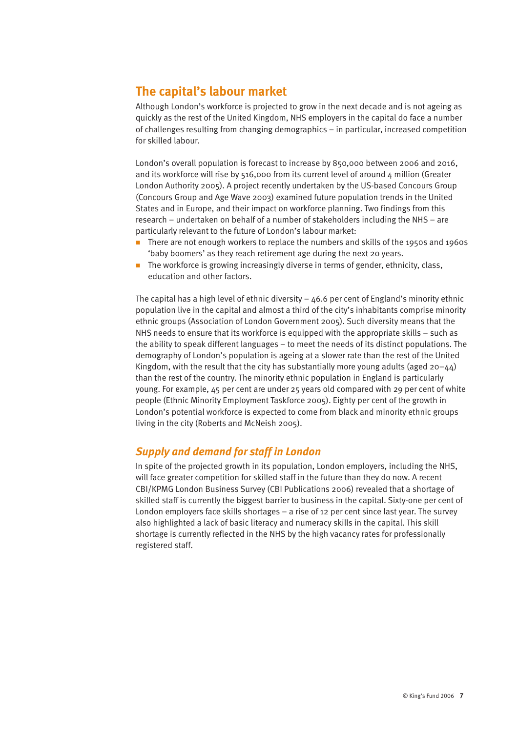## The capital's labour market

Although London's workforce is projected to grow in the next decade and is not ageing as quickly as the rest of the United Kingdom, NHS employers in the capital do face a number of challenges resulting from changing demographics – in particular, increased competition for skilled labour.

London's overall population is forecast to increase by 850,000 between 2006 and 2016, and its workforce will rise by 516,000 from its current level of around 4 million (Greater London Authority 2005). A project recently undertaken by the US-based Concours Group (Concours Group and Age Wave 2003) examined future population trends in the United States and in Europe, and their impact on workforce planning. Two findings from this research – undertaken on behalf of a number of stakeholders including the NHS – are particularly relevant to the future of London's labour market:

- There are not enough workers to replace the numbers and skills of the 1950s and 1960s 'baby boomers' as they reach retirement age during the next 20 years.
- The workforce is growing increasingly diverse in terms of gender, ethnicity, class, education and other factors.

The capital has a high level of ethnic diversity – 46.6 per cent of England's minority ethnic population live in the capital and almost a third of the city's inhabitants comprise minority ethnic groups (Association of London Government 2005). Such diversity means that the NHS needs to ensure that its workforce is equipped with the appropriate skills – such as the ability to speak different languages – to meet the needs of its distinct populations. The demography of London's population is ageing at a slower rate than the rest of the United Kingdom, with the result that the city has substantially more young adults (aged 20–44) than the rest of the country. The minority ethnic population in England is particularly young. For example, 45 per cent are under 25 years old compared with 29 per cent of white people (Ethnic Minority Employment Taskforce 2005). Eighty per cent of the growth in London's potential workforce is expected to come from black and minority ethnic groups living in the city (Roberts and McNeish 2005).

### *Supply and demand for staff in London*

In spite of the projected growth in its population, London employers, including the NHS, will face greater competition for skilled staff in the future than they do now. A recent CBI/KPMG London Business Survey (CBI Publications 2006) revealed that a shortage of skilled staff is currently the biggest barrier to business in the capital. Sixty-one per cent of London employers face skills shortages – a rise of 12 per cent since last year. The survey also highlighted a lack of basic literacy and numeracy skills in the capital. This skill shortage is currently reflected in the NHS by the high vacancy rates for professionally registered staff.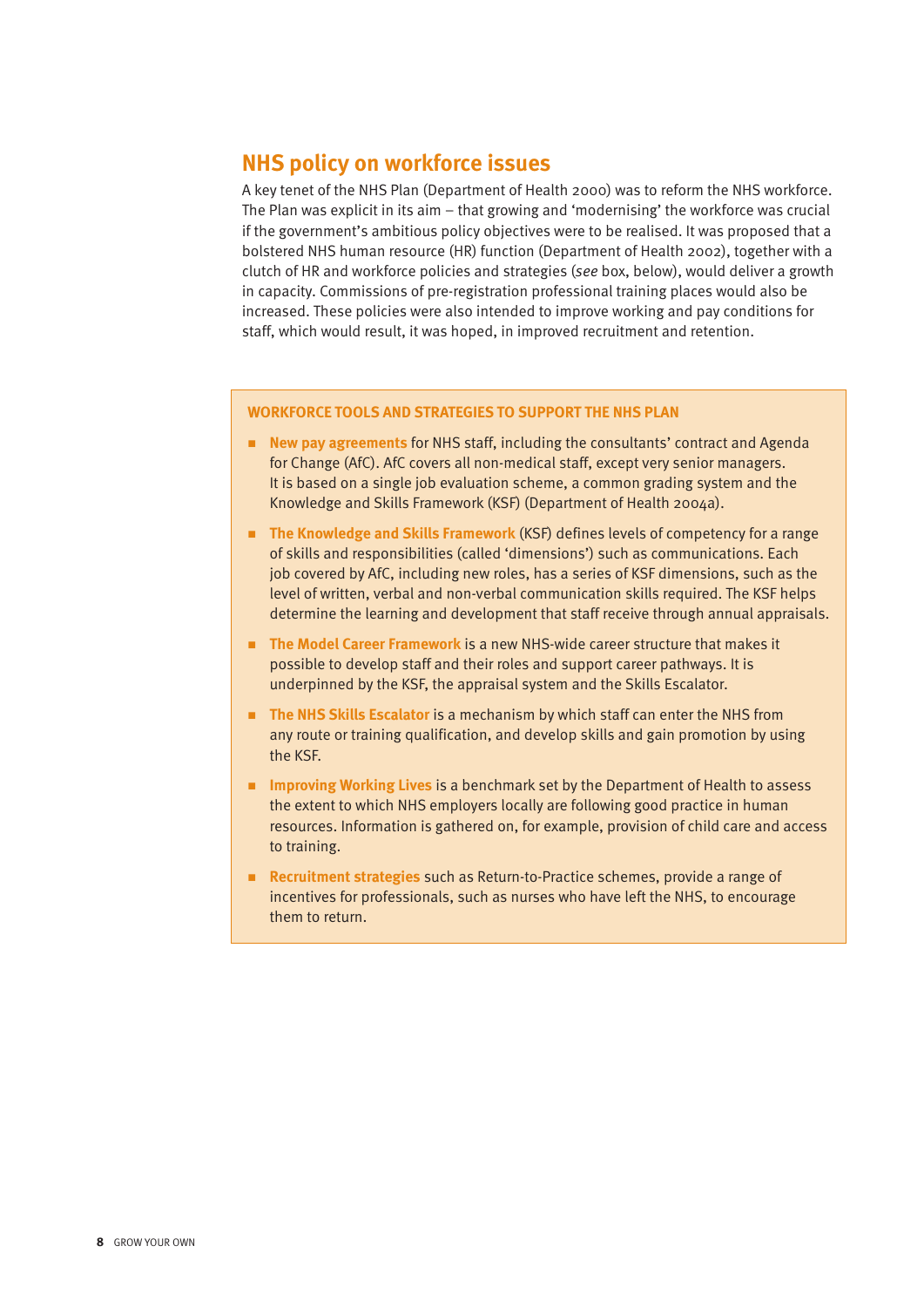## NHS policy on workforce issues

A key tenet of the NHS Plan (Department of Health 2000) was to reform the NHS workforce. The Plan was explicit in its aim – that growing and 'modernising' the workforce was crucial if the government's ambitious policy objectives were to be realised. It was proposed that a bolstered NHS human resource (HR) function (Department of Health 2002), together with a clutch of HR and workforce policies and strategies (*see* box, below), would deliver a growth in capacity. Commissions of pre-registration professional training places would also be increased. These policies were also intended to improve working and pay conditions for staff, which would result, it was hoped, in improved recruitment and retention.

### WORKFORCE TOOLS AND STRATEGIES TO SUPPORT THE NHS PLAN

- **New pay agreements** for NHS staff, including the consultants' contract and Agenda for Change (AfC). AfC covers all non-medical staff, except very senior managers. It is based on a single job evaluation scheme, a common grading system and the Knowledge and Skills Framework (KSF) (Department of Health 2004a).
- **The Knowledge and Skills Framework** (KSF) defines levels of competency for a range of skills and responsibilities (called 'dimensions') such as communications. Each job covered by AfC, including new roles, has a series of KSF dimensions, such as the level of written, verbal and non-verbal communication skills required. The KSF helps determine the learning and development that staff receive through annual appraisals.
- **The Model Career Framework** is a new NHS-wide career structure that makes it possible to develop staff and their roles and support career pathways. It is underpinned by the KSF, the appraisal system and the Skills Escalator.
- **The NHS Skills Escalator** is a mechanism by which staff can enter the NHS from any route or training qualification, and develop skills and gain promotion by using the KSF.
- **Improving Working Lives** is a benchmark set by the Department of Health to assess the extent to which NHS employers locally are following good practice in human resources. Information is gathered on, for example, provision of child care and access to training.
- **Recruitment strategies** such as Return-to-Practice schemes, provide a range of incentives for professionals, such as nurses who have left the NHS, to encourage them to return.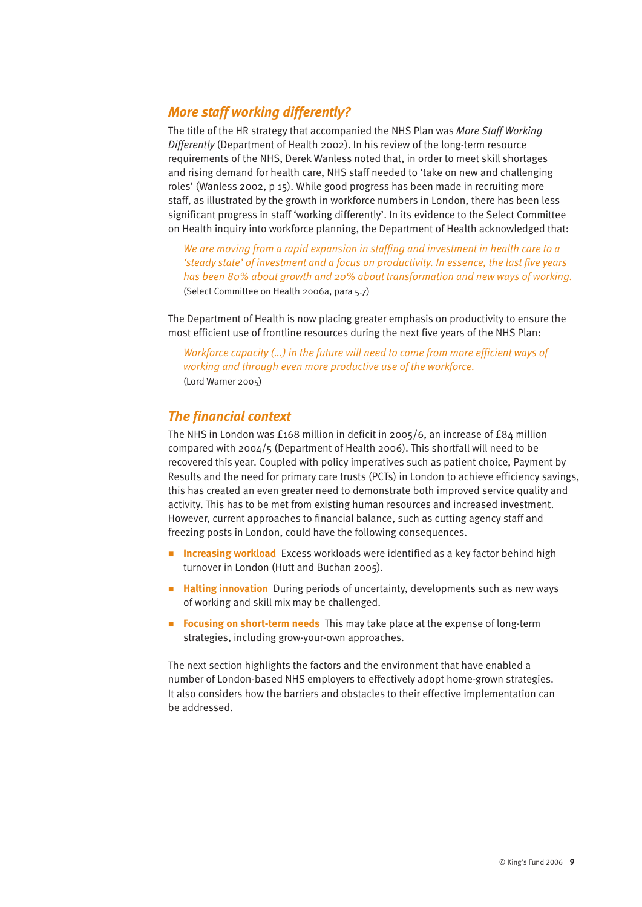## *More staff working differently?*

The title of the HR strategy that accompanied the NHS Plan was *More Staff Working Differently* (Department of Health 2002). In his review of the long-term resource requirements of the NHS, Derek Wanless noted that, in order to meet skill shortages and rising demand for health care, NHS staff needed to 'take on new and challenging roles' (Wanless 2002, p 15). While good progress has been made in recruiting more staff, as illustrated by the growth in workforce numbers in London, there has been less significant progress in staff 'working differently'. In its evidence to the Select Committee on Health inquiry into workforce planning, the Department of Health acknowledged that:

> *We are moving from a rapid expansion in staffing and investment in health care to a 'steady state' of investment and a focus on productivity. In essence, the last five years has been 80% about growth and 20% about transformation and new ways of working.*
> (Select Committee on Health 2006a, para 5.7)

The Department of Health is now placing greater emphasis on productivity to ensure the most efficient use of frontline resources during the next five years of the NHS Plan:

> *Workforce capacity (...) in the future will need to come from more efficient ways of working and through even more productive use of the workforce.*
> (Lord Warner 2005)

## *The financial context*

The NHS in London was £168 million in deficit in 2005/6, an increase of £84 million compared with 2004/5 (Department of Health 2006). This shortfall will need to be recovered this year. Coupled with policy imperatives such as patient choice, Payment by Results and the need for primary care trusts (PCTs) in London to achieve efficiency savings, this has created an even greater need to demonstrate both improved service quality and activity. This has to be met from existing human resources and increased investment. However, current approaches to financial balance, such as cutting agency staff and freezing posts in London, could have the following consequences.

- **Increasing workload** Excess workloads were identified as a key factor behind high turnover in London (Hutt and Buchan 2005).
- **Halting innovation** During periods of uncertainty, developments such as new ways of working and skill mix may be challenged.
- **Focusing on short-term needs** This may take place at the expense of long-term strategies, including grow-your-own approaches.

The next section highlights the factors and the environment that have enabled a number of London-based NHS employers to effectively adopt home-grown strategies. It also considers how the barriers and obstacles to their effective implementation can be addressed.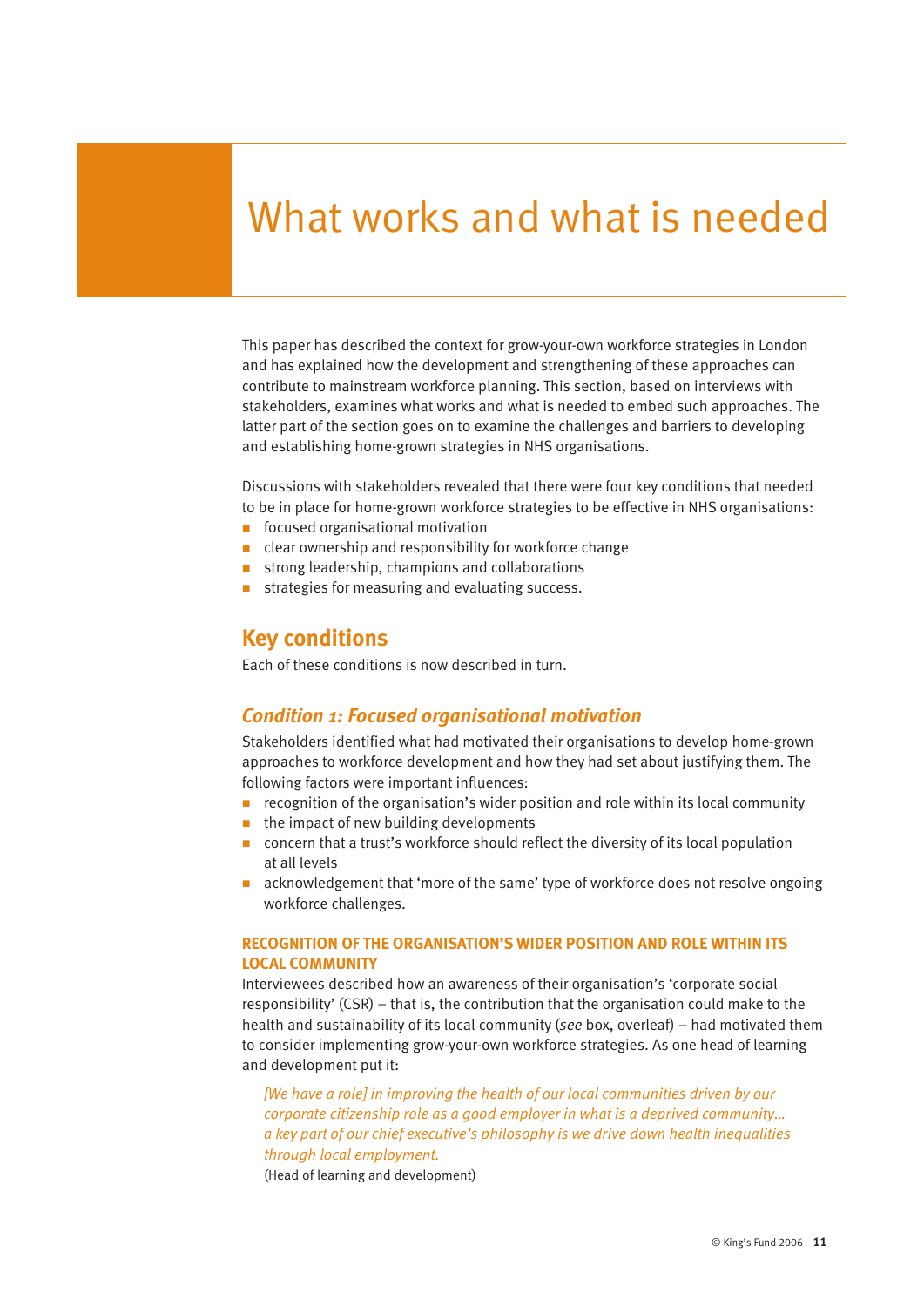# What works and what is needed

This paper has described the context for grow-your-own workforce strategies in London and has explained how the development and strengthening of these approaches can contribute to mainstream workforce planning. This section, based on interviews with stakeholders, examines what works and what is needed to embed such approaches. The latter part of the section goes on to examine the challenges and barriers to developing and establishing home-grown strategies in NHS organisations.

Discussions with stakeholders revealed that there were four key conditions that needed to be in place for home-grown workforce strategies to be effective in NHS organisations:

- focused organisational motivation
- clear ownership and responsibility for workforce change
- strong leadership, champions and collaborations
- strategies for measuring and evaluating success.

## Key conditions

Each of these conditions is now described in turn.

### *Condition 1: Focused organisational motivation*

Stakeholders identified what had motivated their organisations to develop home-grown approaches to workforce development and how they had set about justifying them. The following factors were important influences:

- recognition of the organisation's wider position and role within its local community
- the impact of new building developments
- concern that a trust's workforce should reflect the diversity of its local population at all levels
- acknowledgement that 'more of the same' type of workforce does not resolve ongoing workforce challenges.

#### RECOGNITION OF THE ORGANISATION'S WIDER POSITION AND ROLE WITHIN ITS LOCAL COMMUNITY

Interviewees described how an awareness of their organisation's 'corporate social responsibility' (CSR) – that is, the contribution that the organisation could make to the health and sustainability of its local community (*see* box, overleaf) – had motivated them to consider implementing grow-your-own workforce strategies. As one head of learning and development put it:

> *[We have a role] in improving the health of our local communities driven by our corporate citizenship role as a good employer in what is a deprived community… a key part of our chief executive's philosophy is we drive down health inequalities through local employment.*
>
> (Head of learning and development)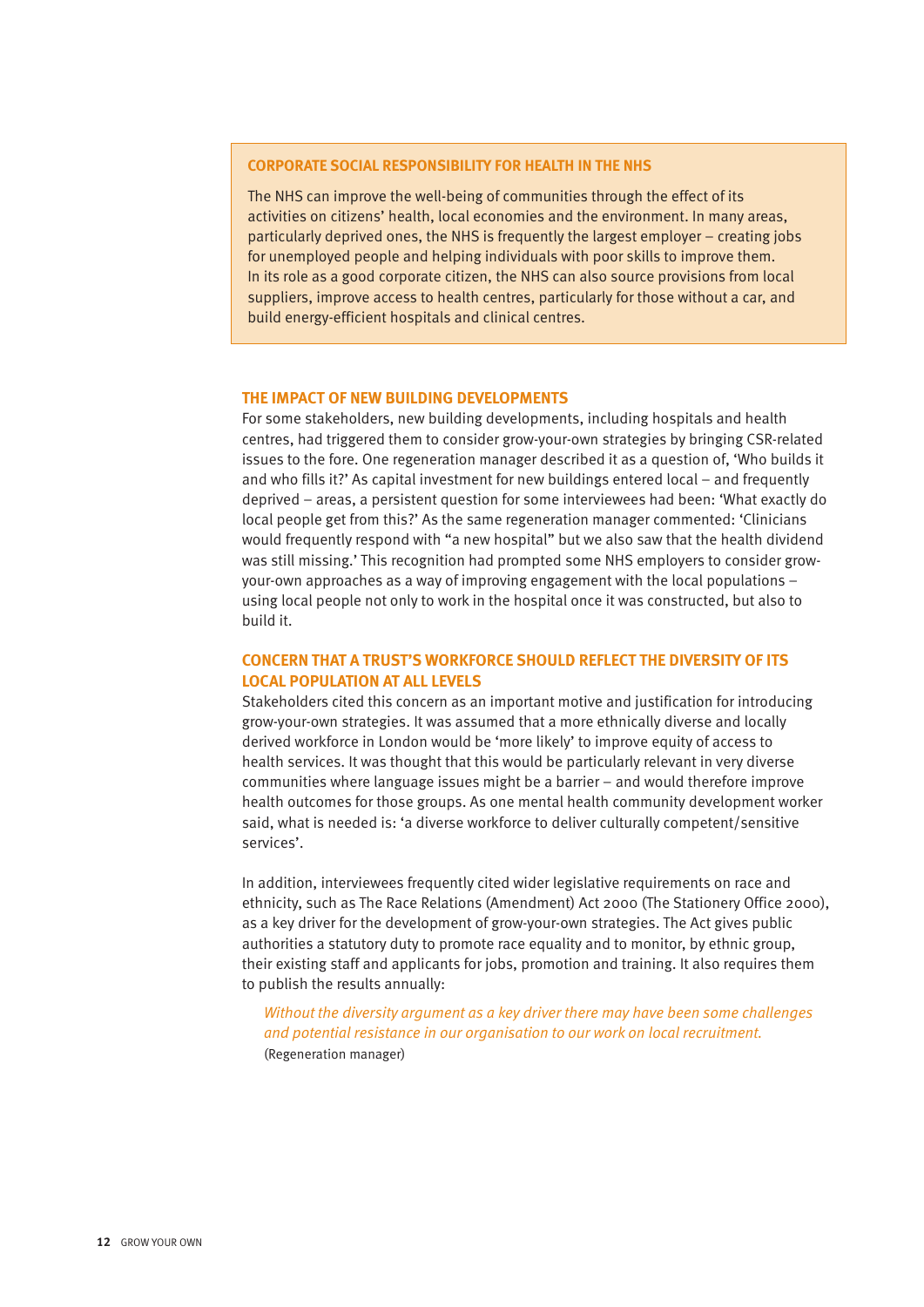> **CORPORATE SOCIAL RESPONSIBILITY FOR HEALTH IN THE NHS**
>
> The NHS can improve the well-being of communities through the effect of its activities on citizens' health, local economies and the environment. In many areas, particularly deprived ones, the NHS is frequently the largest employer – creating jobs for unemployed people and helping individuals with poor skills to improve them. In its role as a good corporate citizen, the NHS can also source provisions from local suppliers, improve access to health centres, particularly for those without a car, and build energy-efficient hospitals and clinical centres.

### THE IMPACT OF NEW BUILDING DEVELOPMENTS

For some stakeholders, new building developments, including hospitals and health centres, had triggered them to consider grow-your-own strategies by bringing CSR-related issues to the fore. One regeneration manager described it as a question of, 'Who builds it and who fills it?' As capital investment for new buildings entered local – and frequently deprived – areas, a persistent question for some interviewees had been: 'What exactly do local people get from this?' As the same regeneration manager commented: 'Clinicians would frequently respond with "a new hospital" but we also saw that the health dividend was still missing.' This recognition had prompted some NHS employers to consider grow-your-own approaches as a way of improving engagement with the local populations – using local people not only to work in the hospital once it was constructed, but also to build it.

### CONCERN THAT A TRUST'S WORKFORCE SHOULD REFLECT THE DIVERSITY OF ITS LOCAL POPULATION AT ALL LEVELS

Stakeholders cited this concern as an important motive and justification for introducing grow-your-own strategies. It was assumed that a more ethnically diverse and locally derived workforce in London would be 'more likely' to improve equity of access to health services. It was thought that this would be particularly relevant in very diverse communities where language issues might be a barrier – and would therefore improve health outcomes for those groups. As one mental health community development worker said, what is needed is: 'a diverse workforce to deliver culturally competent/sensitive services'.

In addition, interviewees frequently cited wider legislative requirements on race and ethnicity, such as The Race Relations (Amendment) Act 2000 (The Stationery Office 2000), as a key driver for the development of grow-your-own strategies. The Act gives public authorities a statutory duty to promote race equality and to monitor, by ethnic group, their existing staff and applicants for jobs, promotion and training. It also requires them to publish the results annually:

> *Without the diversity argument as a key driver there may have been some challenges and potential resistance in our organisation to our work on local recruitment.*
> (Regeneration manager)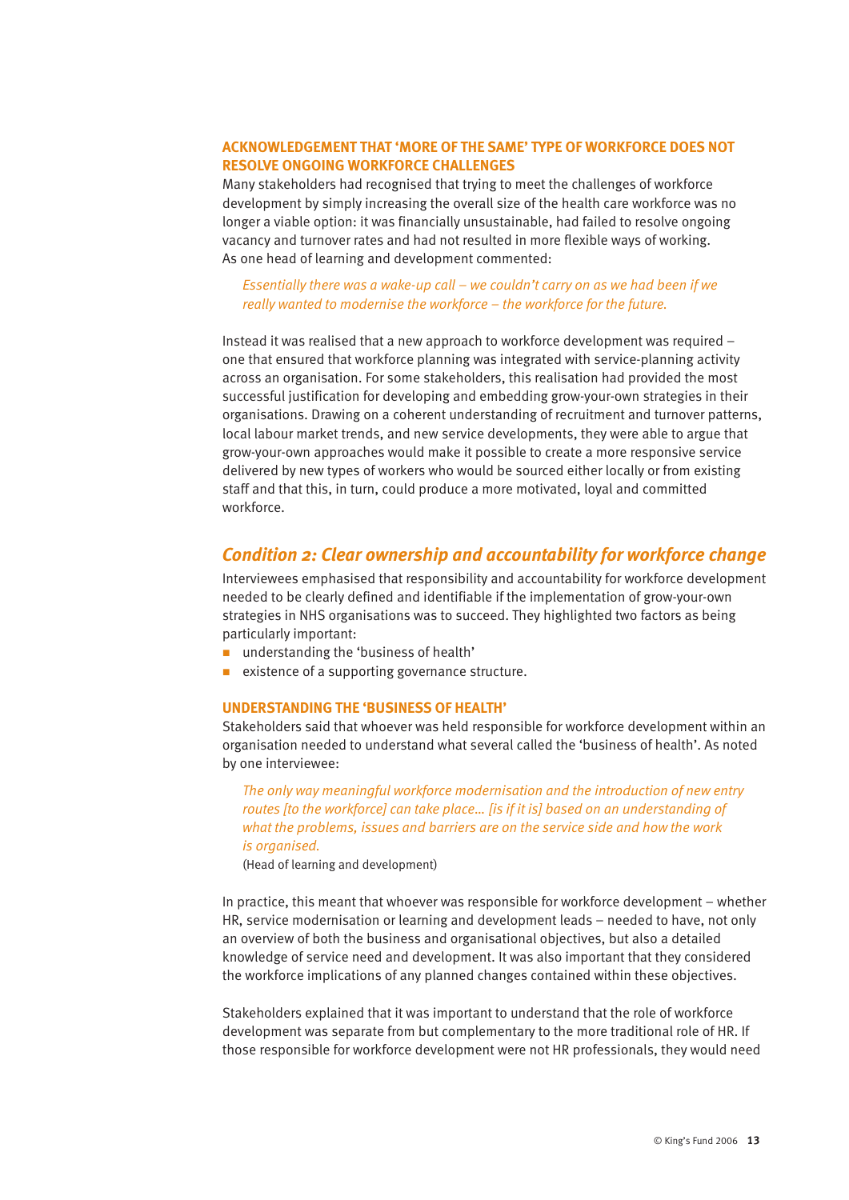### ACKNOWLEDGEMENT THAT 'MORE OF THE SAME' TYPE OF WORKFORCE DOES NOT RESOLVE ONGOING WORKFORCE CHALLENGES

Many stakeholders had recognised that trying to meet the challenges of workforce development by simply increasing the overall size of the health care workforce was no longer a viable option: it was financially unsustainable, had failed to resolve ongoing vacancy and turnover rates and had not resulted in more flexible ways of working. As one head of learning and development commented:

> *Essentially there was a wake-up call – we couldn't carry on as we had been if we really wanted to modernise the workforce – the workforce for the future.*

Instead it was realised that a new approach to workforce development was required – one that ensured that workforce planning was integrated with service-planning activity across an organisation. For some stakeholders, this realisation had provided the most successful justification for developing and embedding grow-your-own strategies in their organisations. Drawing on a coherent understanding of recruitment and turnover patterns, local labour market trends, and new service developments, they were able to argue that grow-your-own approaches would make it possible to create a more responsive service delivered by new types of workers who would be sourced either locally or from existing staff and that this, in turn, could produce a more motivated, loyal and committed workforce.

## *Condition 2: Clear ownership and accountability for workforce change*

Interviewees emphasised that responsibility and accountability for workforce development needed to be clearly defined and identifiable if the implementation of grow-your-own strategies in NHS organisations was to succeed. They highlighted two factors as being particularly important:

- understanding the 'business of health'
- existence of a supporting governance structure.

### UNDERSTANDING THE 'BUSINESS OF HEALTH'

Stakeholders said that whoever was held responsible for workforce development within an organisation needed to understand what several called the 'business of health'. As noted by one interviewee:

> *The only way meaningful workforce modernisation and the introduction of new entry routes [to the workforce] can take place… [is if it is] based on an understanding of what the problems, issues and barriers are on the service side and how the work is organised.*
>
> (Head of learning and development)

In practice, this meant that whoever was responsible for workforce development – whether HR, service modernisation or learning and development leads – needed to have, not only an overview of both the business and organisational objectives, but also a detailed knowledge of service need and development. It was also important that they considered the workforce implications of any planned changes contained within these objectives.

Stakeholders explained that it was important to understand that the role of workforce development was separate from but complementary to the more traditional role of HR. If those responsible for workforce development were not HR professionals, they would need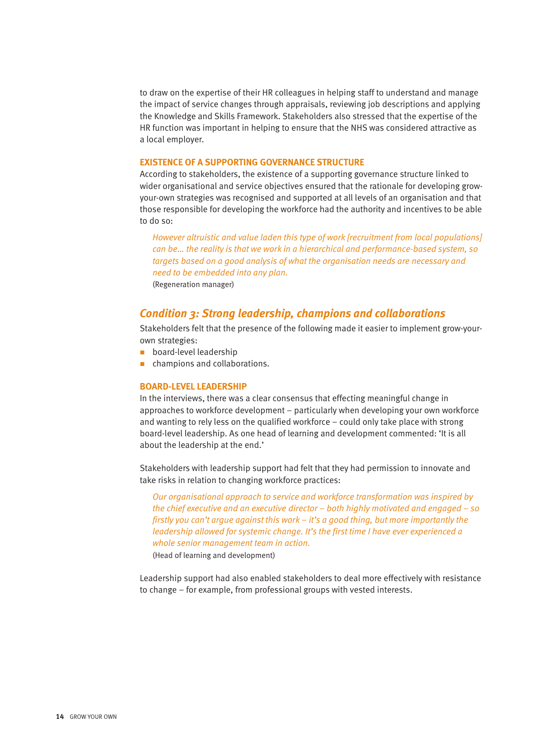to draw on the expertise of their HR colleagues in helping staff to understand and manage the impact of service changes through appraisals, reviewing job descriptions and applying the Knowledge and Skills Framework. Stakeholders also stressed that the expertise of the HR function was important in helping to ensure that the NHS was considered attractive as a local employer.

### EXISTENCE OF A SUPPORTING GOVERNANCE STRUCTURE

According to stakeholders, the existence of a supporting governance structure linked to wider organisational and service objectives ensured that the rationale for developing grow-your-own strategies was recognised and supported at all levels of an organisation and that those responsible for developing the workforce had the authority and incentives to be able to do so:

> *However altruistic and value laden this type of work [recruitment from local populations] can be… the reality is that we work in a hierarchical and performance-based system, so targets based on a good analysis of what the organisation needs are necessary and need to be embedded into any plan.*
>
> (Regeneration manager)

## *Condition 3: Strong leadership, champions and collaborations*

Stakeholders felt that the presence of the following made it easier to implement grow-your-own strategies:

- board-level leadership
- champions and collaborations.

### BOARD-LEVEL LEADERSHIP

In the interviews, there was a clear consensus that effecting meaningful change in approaches to workforce development – particularly when developing your own workforce and wanting to rely less on the qualified workforce – could only take place with strong board-level leadership. As one head of learning and development commented: 'It is all about the leadership at the end.'

Stakeholders with leadership support had felt that they had permission to innovate and take risks in relation to changing workforce practices:

> *Our organisational approach to service and workforce transformation was inspired by the chief executive and an executive director – both highly motivated and engaged – so firstly you can't argue against this work – it's a good thing, but more importantly the leadership allowed for systemic change. It's the first time I have ever experienced a whole senior management team in action.*
>
> (Head of learning and development)

Leadership support had also enabled stakeholders to deal more effectively with resistance to change – for example, from professional groups with vested interests.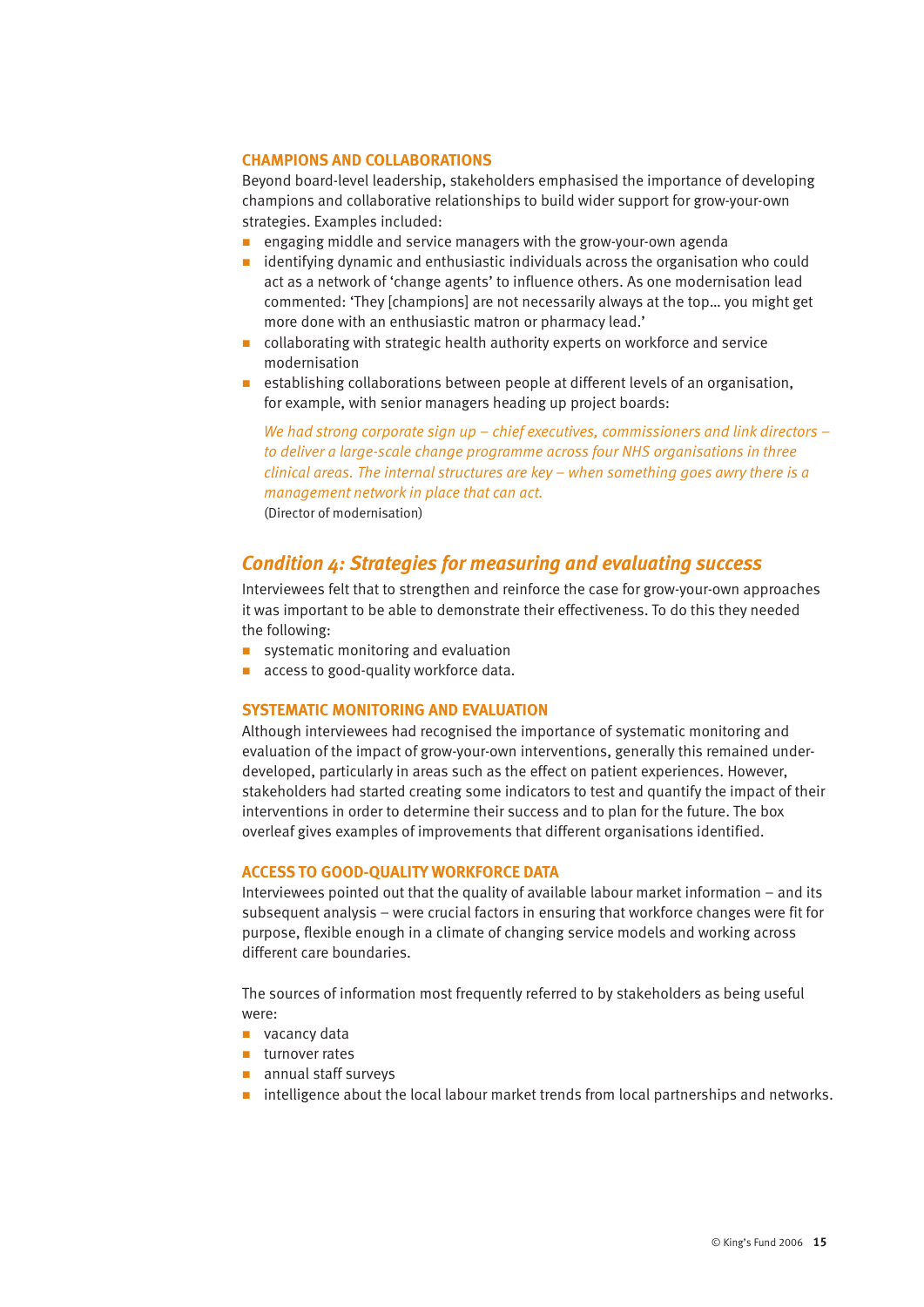### CHAMPIONS AND COLLABORATIONS

Beyond board-level leadership, stakeholders emphasised the importance of developing champions and collaborative relationships to build wider support for grow-your-own strategies. Examples included:

- engaging middle and service managers with the grow-your-own agenda
- identifying dynamic and enthusiastic individuals across the organisation who could act as a network of 'change agents' to influence others. As one modernisation lead commented: 'They [champions] are not necessarily always at the top… you might get more done with an enthusiastic matron or pharmacy lead.'
- collaborating with strategic health authority experts on workforce and service modernisation
- establishing collaborations between people at different levels of an organisation, for example, with senior managers heading up project boards:

  *We had strong corporate sign up – chief executives, commissioners and link directors – to deliver a large-scale change programme across four NHS organisations in three clinical areas. The internal structures are key – when something goes awry there is a management network in place that can act.*
  (Director of modernisation)

## *Condition 4: Strategies for measuring and evaluating success*

Interviewees felt that to strengthen and reinforce the case for grow-your-own approaches it was important to be able to demonstrate their effectiveness. To do this they needed the following:

- systematic monitoring and evaluation
- access to good-quality workforce data.

### SYSTEMATIC MONITORING AND EVALUATION

Although interviewees had recognised the importance of systematic monitoring and evaluation of the impact of grow-your-own interventions, generally this remained under-developed, particularly in areas such as the effect on patient experiences. However, stakeholders had started creating some indicators to test and quantify the impact of their interventions in order to determine their success and to plan for the future. The box overleaf gives examples of improvements that different organisations identified.

### ACCESS TO GOOD-QUALITY WORKFORCE DATA

Interviewees pointed out that the quality of available labour market information – and its subsequent analysis – were crucial factors in ensuring that workforce changes were fit for purpose, flexible enough in a climate of changing service models and working across different care boundaries.

The sources of information most frequently referred to by stakeholders as being useful were:

- vacancy data
- turnover rates
- annual staff surveys
- intelligence about the local labour market trends from local partnerships and networks.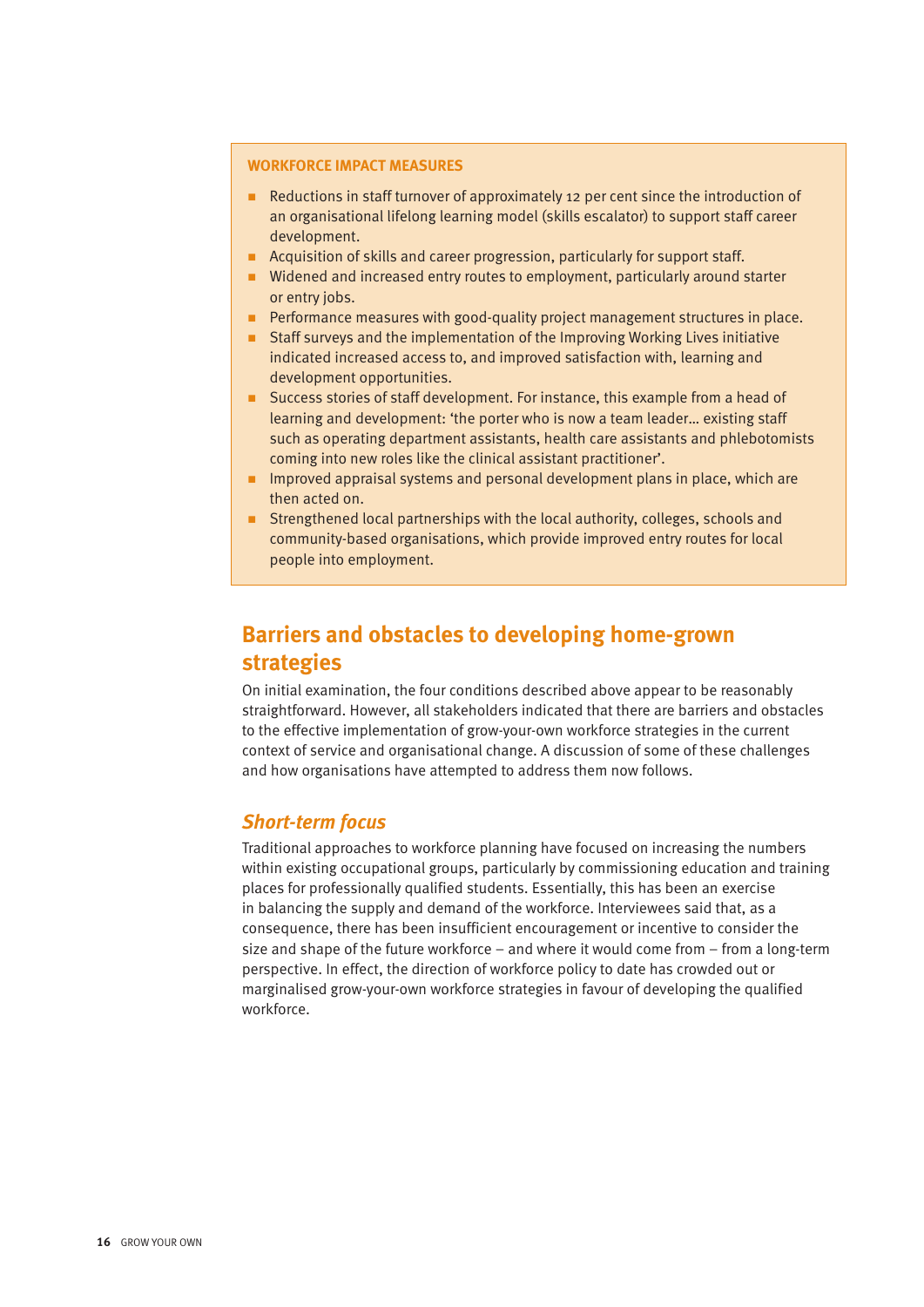**WORKFORCE IMPACT MEASURES**

- Reductions in staff turnover of approximately 12 per cent since the introduction of an organisational lifelong learning model (skills escalator) to support staff career development.
- Acquisition of skills and career progression, particularly for support staff.
- Widened and increased entry routes to employment, particularly around starter or entry jobs.
- Performance measures with good-quality project management structures in place.
- Staff surveys and the implementation of the Improving Working Lives initiative indicated increased access to, and improved satisfaction with, learning and development opportunities.
- Success stories of staff development. For instance, this example from a head of learning and development: 'the porter who is now a team leader… existing staff such as operating department assistants, health care assistants and phlebotomists coming into new roles like the clinical assistant practitioner'.
- Improved appraisal systems and personal development plans in place, which are then acted on.
- Strengthened local partnerships with the local authority, colleges, schools and community-based organisations, which provide improved entry routes for local people into employment.

## Barriers and obstacles to developing home-grown strategies

On initial examination, the four conditions described above appear to be reasonably straightforward. However, all stakeholders indicated that there are barriers and obstacles to the effective implementation of grow-your-own workforce strategies in the current context of service and organisational change. A discussion of some of these challenges and how organisations have attempted to address them now follows.

### *Short-term focus*

Traditional approaches to workforce planning have focused on increasing the numbers within existing occupational groups, particularly by commissioning education and training places for professionally qualified students. Essentially, this has been an exercise in balancing the supply and demand of the workforce. Interviewees said that, as a consequence, there has been insufficient encouragement or incentive to consider the size and shape of the future workforce – and where it would come from – from a long-term perspective. In effect, the direction of workforce policy to date has crowded out or marginalised grow-your-own workforce strategies in favour of developing the qualified workforce.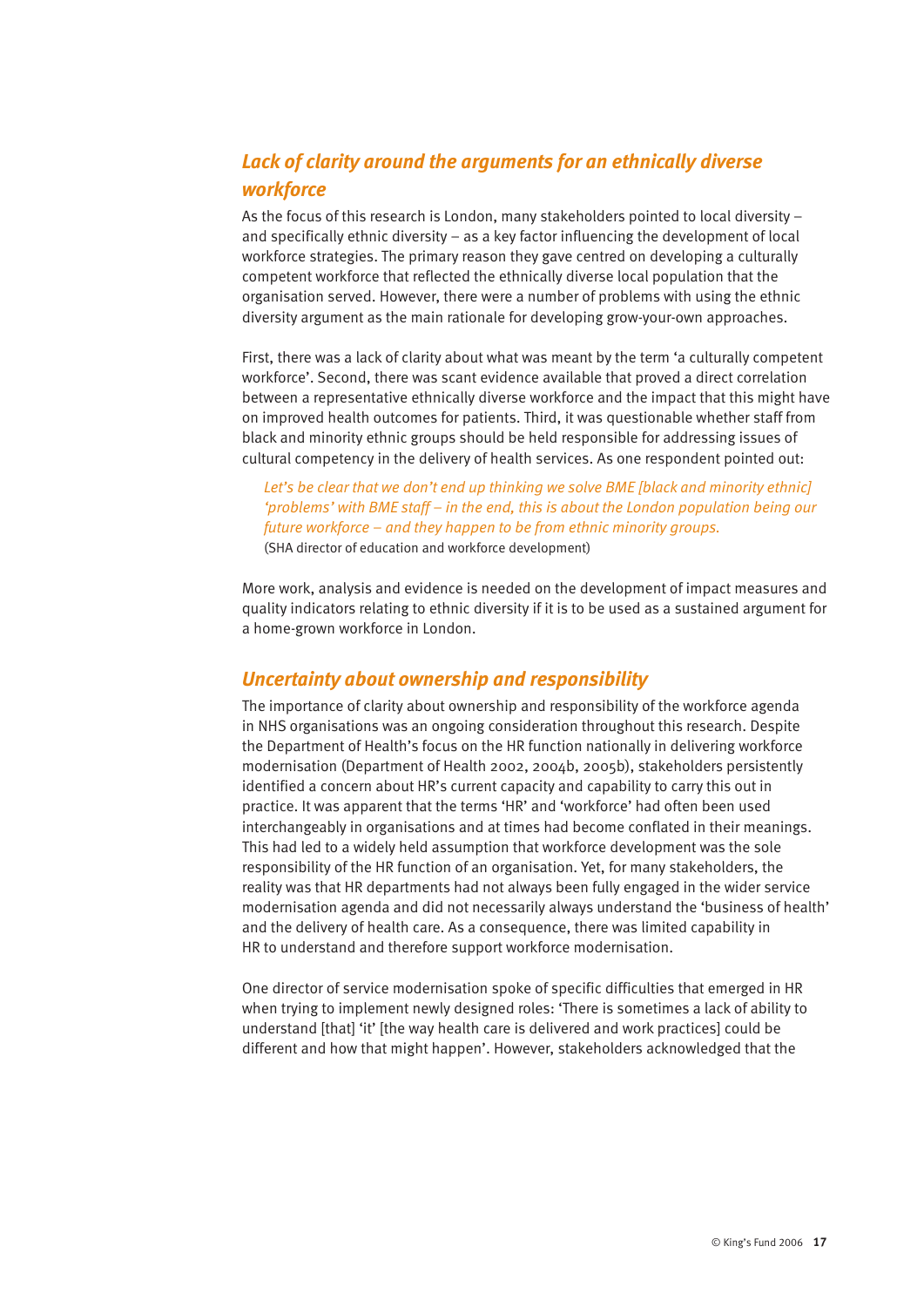## *Lack of clarity around the arguments for an ethnically diverse workforce*

As the focus of this research is London, many stakeholders pointed to local diversity – and specifically ethnic diversity – as a key factor influencing the development of local workforce strategies. The primary reason they gave centred on developing a culturally competent workforce that reflected the ethnically diverse local population that the organisation served. However, there were a number of problems with using the ethnic diversity argument as the main rationale for developing grow-your-own approaches.

First, there was a lack of clarity about what was meant by the term 'a culturally competent workforce'. Second, there was scant evidence available that proved a direct correlation between a representative ethnically diverse workforce and the impact that this might have on improved health outcomes for patients. Third, it was questionable whether staff from black and minority ethnic groups should be held responsible for addressing issues of cultural competency in the delivery of health services. As one respondent pointed out:

> *Let's be clear that we don't end up thinking we solve BME [black and minority ethnic] 'problems' with BME staff – in the end, this is about the London population being our future workforce – and they happen to be from ethnic minority groups.*
> (SHA director of education and workforce development)

More work, analysis and evidence is needed on the development of impact measures and quality indicators relating to ethnic diversity if it is to be used as a sustained argument for a home-grown workforce in London.

## *Uncertainty about ownership and responsibility*

The importance of clarity about ownership and responsibility of the workforce agenda in NHS organisations was an ongoing consideration throughout this research. Despite the Department of Health's focus on the HR function nationally in delivering workforce modernisation (Department of Health 2002, 2004b, 2005b), stakeholders persistently identified a concern about HR's current capacity and capability to carry this out in practice. It was apparent that the terms 'HR' and 'workforce' had often been used interchangeably in organisations and at times had become conflated in their meanings. This had led to a widely held assumption that workforce development was the sole responsibility of the HR function of an organisation. Yet, for many stakeholders, the reality was that HR departments had not always been fully engaged in the wider service modernisation agenda and did not necessarily always understand the 'business of health' and the delivery of health care. As a consequence, there was limited capability in HR to understand and therefore support workforce modernisation.

One director of service modernisation spoke of specific difficulties that emerged in HR when trying to implement newly designed roles: 'There is sometimes a lack of ability to understand [that] 'it' [the way health care is delivered and work practices] could be different and how that might happen'. However, stakeholders acknowledged that the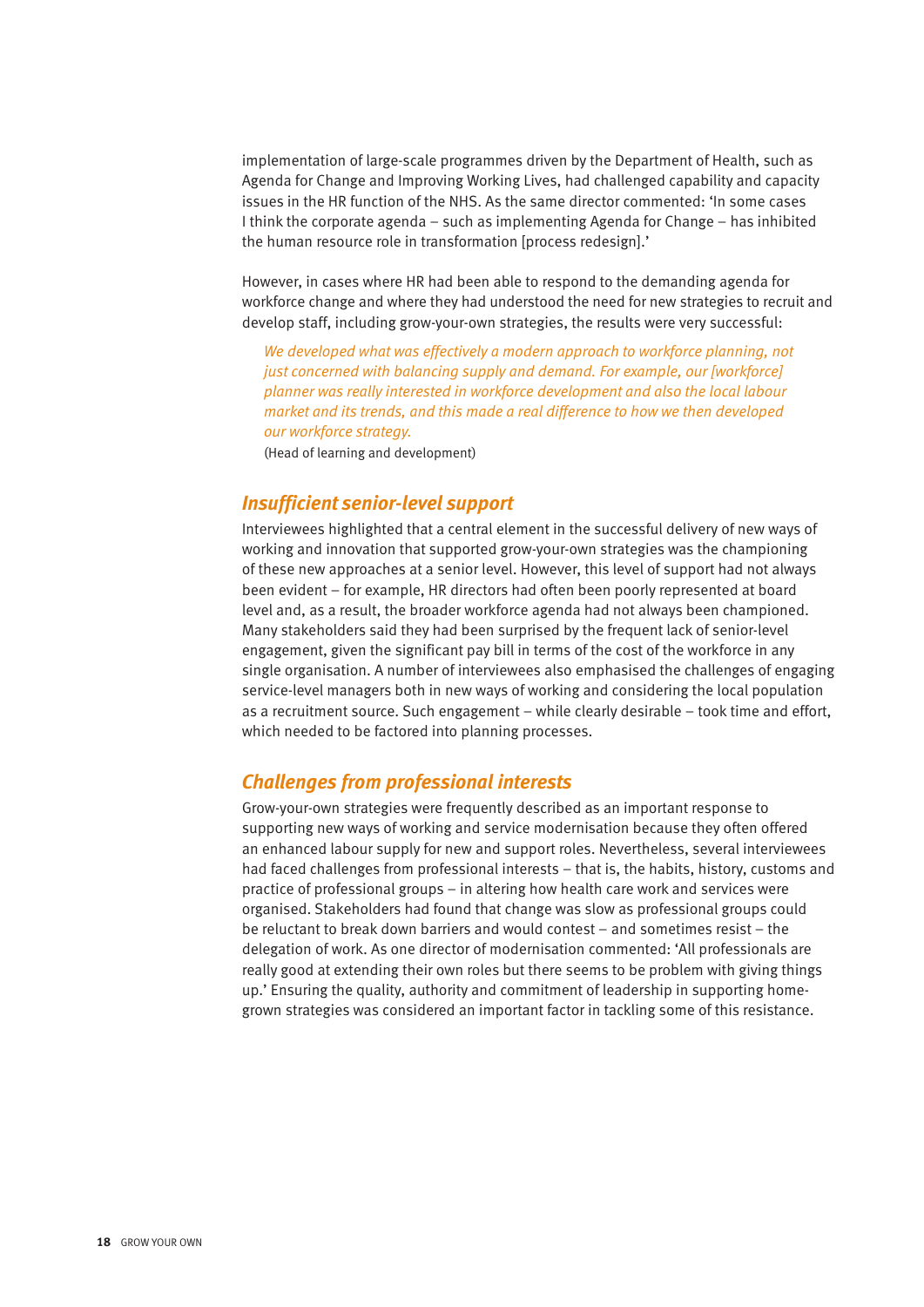implementation of large-scale programmes driven by the Department of Health, such as Agenda for Change and Improving Working Lives, had challenged capability and capacity issues in the HR function of the NHS. As the same director commented: 'In some cases I think the corporate agenda – such as implementing Agenda for Change – has inhibited the human resource role in transformation [process redesign].'

However, in cases where HR had been able to respond to the demanding agenda for workforce change and where they had understood the need for new strategies to recruit and develop staff, including grow-your-own strategies, the results were very successful:

> *We developed what was effectively a modern approach to workforce planning, not just concerned with balancing supply and demand. For example, our [workforce] planner was really interested in workforce development and also the local labour market and its trends, and this made a real difference to how we then developed our workforce strategy.*
>
> (Head of learning and development)

## *Insufficient senior-level support*

Interviewees highlighted that a central element in the successful delivery of new ways of working and innovation that supported grow-your-own strategies was the championing of these new approaches at a senior level. However, this level of support had not always been evident – for example, HR directors had often been poorly represented at board level and, as a result, the broader workforce agenda had not always been championed. Many stakeholders said they had been surprised by the frequent lack of senior-level engagement, given the significant pay bill in terms of the cost of the workforce in any single organisation. A number of interviewees also emphasised the challenges of engaging service-level managers both in new ways of working and considering the local population as a recruitment source. Such engagement – while clearly desirable – took time and effort, which needed to be factored into planning processes.

## *Challenges from professional interests*

Grow-your-own strategies were frequently described as an important response to supporting new ways of working and service modernisation because they often offered an enhanced labour supply for new and support roles. Nevertheless, several interviewees had faced challenges from professional interests – that is, the habits, history, customs and practice of professional groups – in altering how health care work and services were organised. Stakeholders had found that change was slow as professional groups could be reluctant to break down barriers and would contest – and sometimes resist – the delegation of work. As one director of modernisation commented: 'All professionals are really good at extending their own roles but there seems to be problem with giving things up.' Ensuring the quality, authority and commitment of leadership in supporting home-grown strategies was considered an important factor in tackling some of this resistance.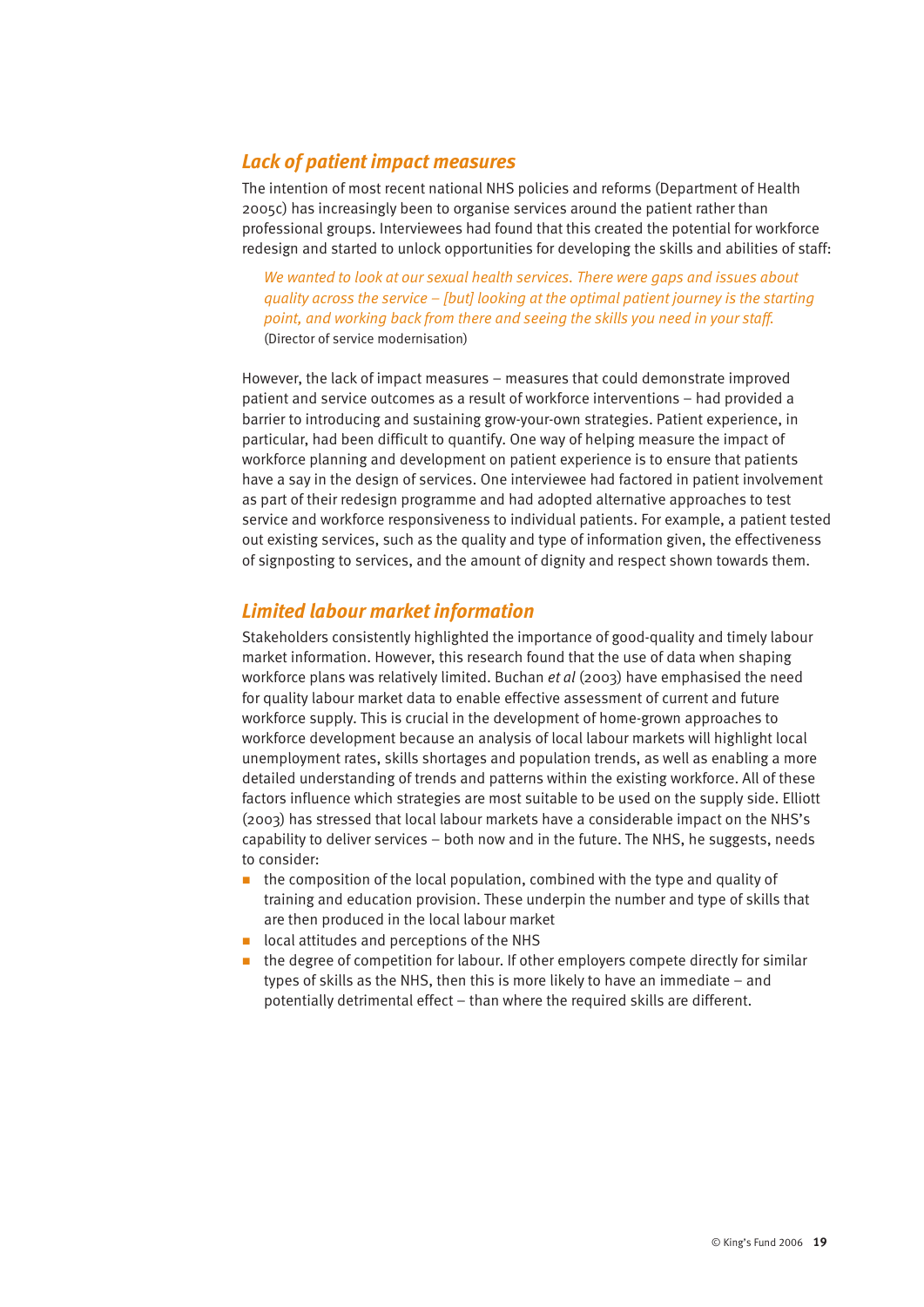### *Lack of patient impact measures*

The intention of most recent national NHS policies and reforms (Department of Health 2005c) has increasingly been to organise services around the patient rather than professional groups. Interviewees had found that this created the potential for workforce redesign and started to unlock opportunities for developing the skills and abilities of staff:

> *We wanted to look at our sexual health services. There were gaps and issues about quality across the service – [but] looking at the optimal patient journey is the starting point, and working back from there and seeing the skills you need in your staff.*
> (Director of service modernisation)

However, the lack of impact measures – measures that could demonstrate improved patient and service outcomes as a result of workforce interventions – had provided a barrier to introducing and sustaining grow-your-own strategies. Patient experience, in particular, had been difficult to quantify. One way of helping measure the impact of workforce planning and development on patient experience is to ensure that patients have a say in the design of services. One interviewee had factored in patient involvement as part of their redesign programme and had adopted alternative approaches to test service and workforce responsiveness to individual patients. For example, a patient tested out existing services, such as the quality and type of information given, the effectiveness of signposting to services, and the amount of dignity and respect shown towards them.

### *Limited labour market information*

Stakeholders consistently highlighted the importance of good-quality and timely labour market information. However, this research found that the use of data when shaping workforce plans was relatively limited. Buchan *et al* (2003) have emphasised the need for quality labour market data to enable effective assessment of current and future workforce supply. This is crucial in the development of home-grown approaches to workforce development because an analysis of local labour markets will highlight local unemployment rates, skills shortages and population trends, as well as enabling a more detailed understanding of trends and patterns within the existing workforce. All of these factors influence which strategies are most suitable to be used on the supply side. Elliott (2003) has stressed that local labour markets have a considerable impact on the NHS's capability to deliver services – both now and in the future. The NHS, he suggests, needs to consider:

- the composition of the local population, combined with the type and quality of training and education provision. These underpin the number and type of skills that are then produced in the local labour market
- local attitudes and perceptions of the NHS
- the degree of competition for labour. If other employers compete directly for similar types of skills as the NHS, then this is more likely to have an immediate – and potentially detrimental effect – than where the required skills are different.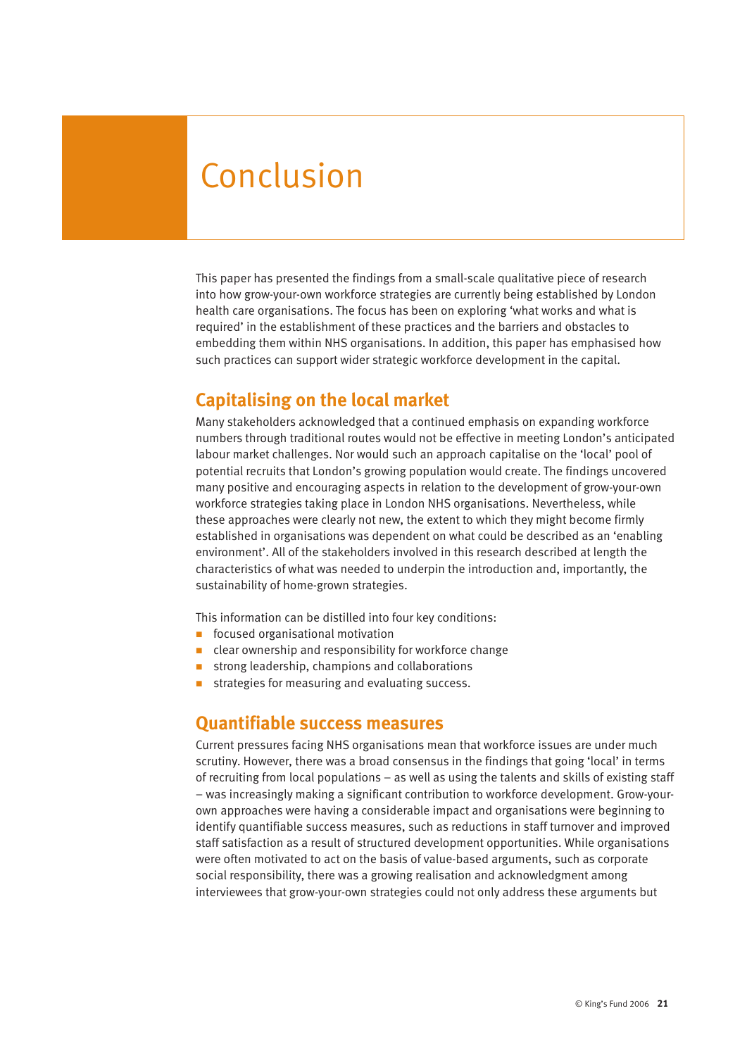# Conclusion

This paper has presented the findings from a small-scale qualitative piece of research into how grow-your-own workforce strategies are currently being established by London health care organisations. The focus has been on exploring 'what works and what is required' in the establishment of these practices and the barriers and obstacles to embedding them within NHS organisations. In addition, this paper has emphasised how such practices can support wider strategic workforce development in the capital.

## Capitalising on the local market

Many stakeholders acknowledged that a continued emphasis on expanding workforce numbers through traditional routes would not be effective in meeting London's anticipated labour market challenges. Nor would such an approach capitalise on the 'local' pool of potential recruits that London's growing population would create. The findings uncovered many positive and encouraging aspects in relation to the development of grow-your-own workforce strategies taking place in London NHS organisations. Nevertheless, while these approaches were clearly not new, the extent to which they might become firmly established in organisations was dependent on what could be described as an 'enabling environment'. All of the stakeholders involved in this research described at length the characteristics of what was needed to underpin the introduction and, importantly, the sustainability of home-grown strategies.

This information can be distilled into four key conditions:

- focused organisational motivation
- clear ownership and responsibility for workforce change
- strong leadership, champions and collaborations
- strategies for measuring and evaluating success.

## Quantifiable success measures

Current pressures facing NHS organisations mean that workforce issues are under much scrutiny. However, there was a broad consensus in the findings that going 'local' in terms of recruiting from local populations – as well as using the talents and skills of existing staff – was increasingly making a significant contribution to workforce development. Grow-your-own approaches were having a considerable impact and organisations were beginning to identify quantifiable success measures, such as reductions in staff turnover and improved staff satisfaction as a result of structured development opportunities. While organisations were often motivated to act on the basis of value-based arguments, such as corporate social responsibility, there was a growing realisation and acknowledgment among interviewees that grow-your-own strategies could not only address these arguments but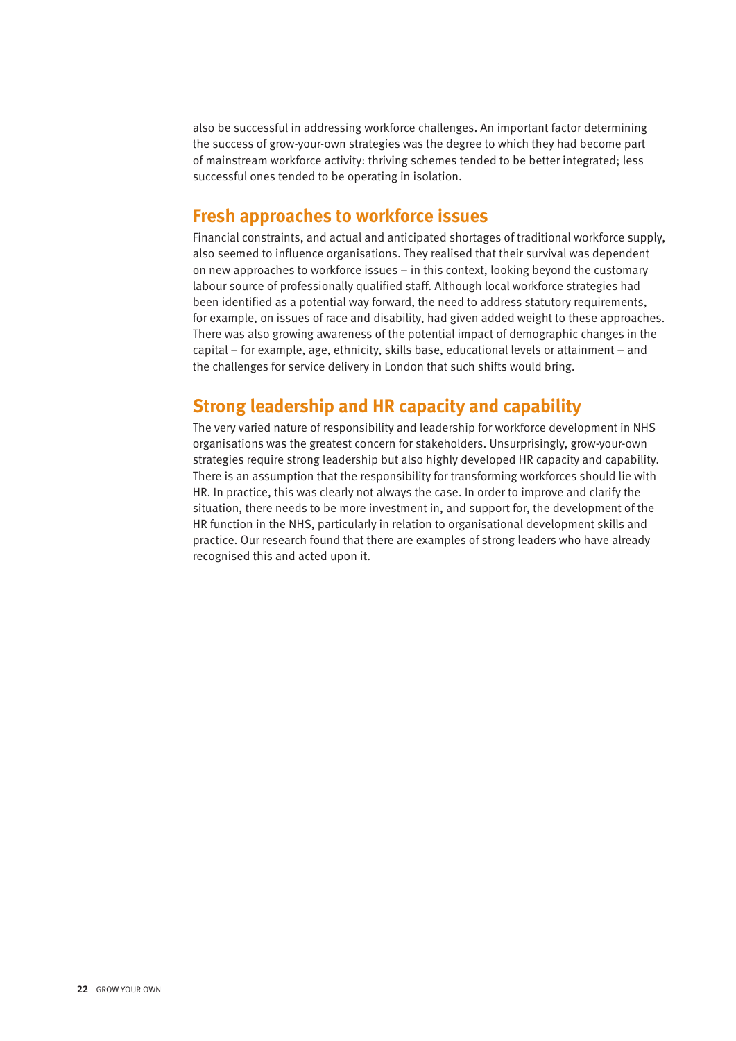also be successful in addressing workforce challenges. An important factor determining the success of grow-your-own strategies was the degree to which they had become part of mainstream workforce activity: thriving schemes tended to be better integrated; less successful ones tended to be operating in isolation.

## Fresh approaches to workforce issues

Financial constraints, and actual and anticipated shortages of traditional workforce supply, also seemed to influence organisations. They realised that their survival was dependent on new approaches to workforce issues – in this context, looking beyond the customary labour source of professionally qualified staff. Although local workforce strategies had been identified as a potential way forward, the need to address statutory requirements, for example, on issues of race and disability, had given added weight to these approaches. There was also growing awareness of the potential impact of demographic changes in the capital – for example, age, ethnicity, skills base, educational levels or attainment – and the challenges for service delivery in London that such shifts would bring.

## Strong leadership and HR capacity and capability

The very varied nature of responsibility and leadership for workforce development in NHS organisations was the greatest concern for stakeholders. Unsurprisingly, grow-your-own strategies require strong leadership but also highly developed HR capacity and capability. There is an assumption that the responsibility for transforming workforces should lie with HR. In practice, this was clearly not always the case. In order to improve and clarify the situation, there needs to be more investment in, and support for, the development of the HR function in the NHS, particularly in relation to organisational development skills and practice. Our research found that there are examples of strong leaders who have already recognised this and acted upon it.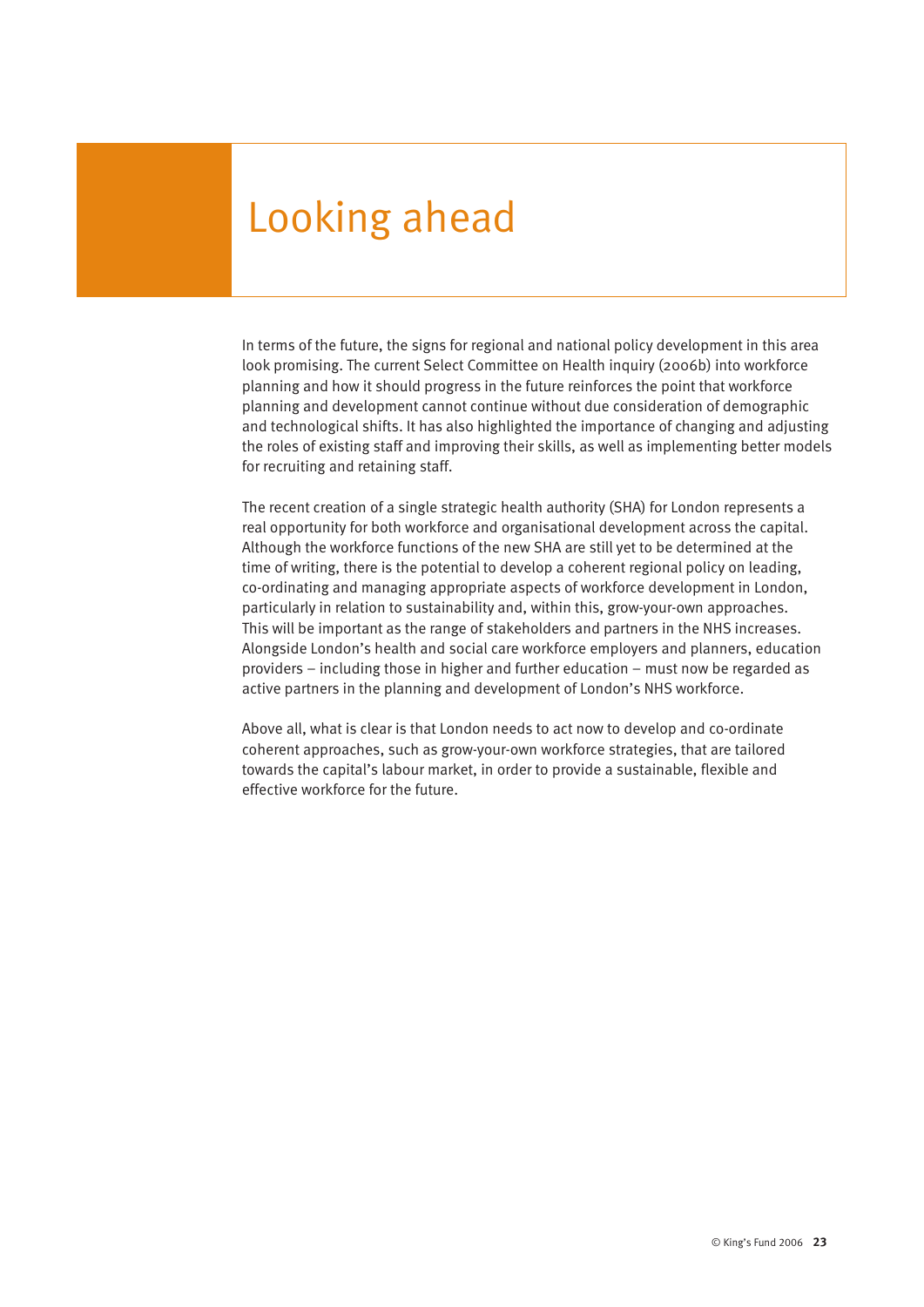# Looking ahead

In terms of the future, the signs for regional and national policy development in this area look promising. The current Select Committee on Health inquiry (2006b) into workforce planning and how it should progress in the future reinforces the point that workforce planning and development cannot continue without due consideration of demographic and technological shifts. It has also highlighted the importance of changing and adjusting the roles of existing staff and improving their skills, as well as implementing better models for recruiting and retaining staff.

The recent creation of a single strategic health authority (SHA) for London represents a real opportunity for both workforce and organisational development across the capital. Although the workforce functions of the new SHA are still yet to be determined at the time of writing, there is the potential to develop a coherent regional policy on leading, co-ordinating and managing appropriate aspects of workforce development in London, particularly in relation to sustainability and, within this, grow-your-own approaches. This will be important as the range of stakeholders and partners in the NHS increases. Alongside London's health and social care workforce employers and planners, education providers – including those in higher and further education – must now be regarded as active partners in the planning and development of London's NHS workforce.

Above all, what is clear is that London needs to act now to develop and co-ordinate coherent approaches, such as grow-your-own workforce strategies, that are tailored towards the capital's labour market, in order to provide a sustainable, flexible and effective workforce for the future.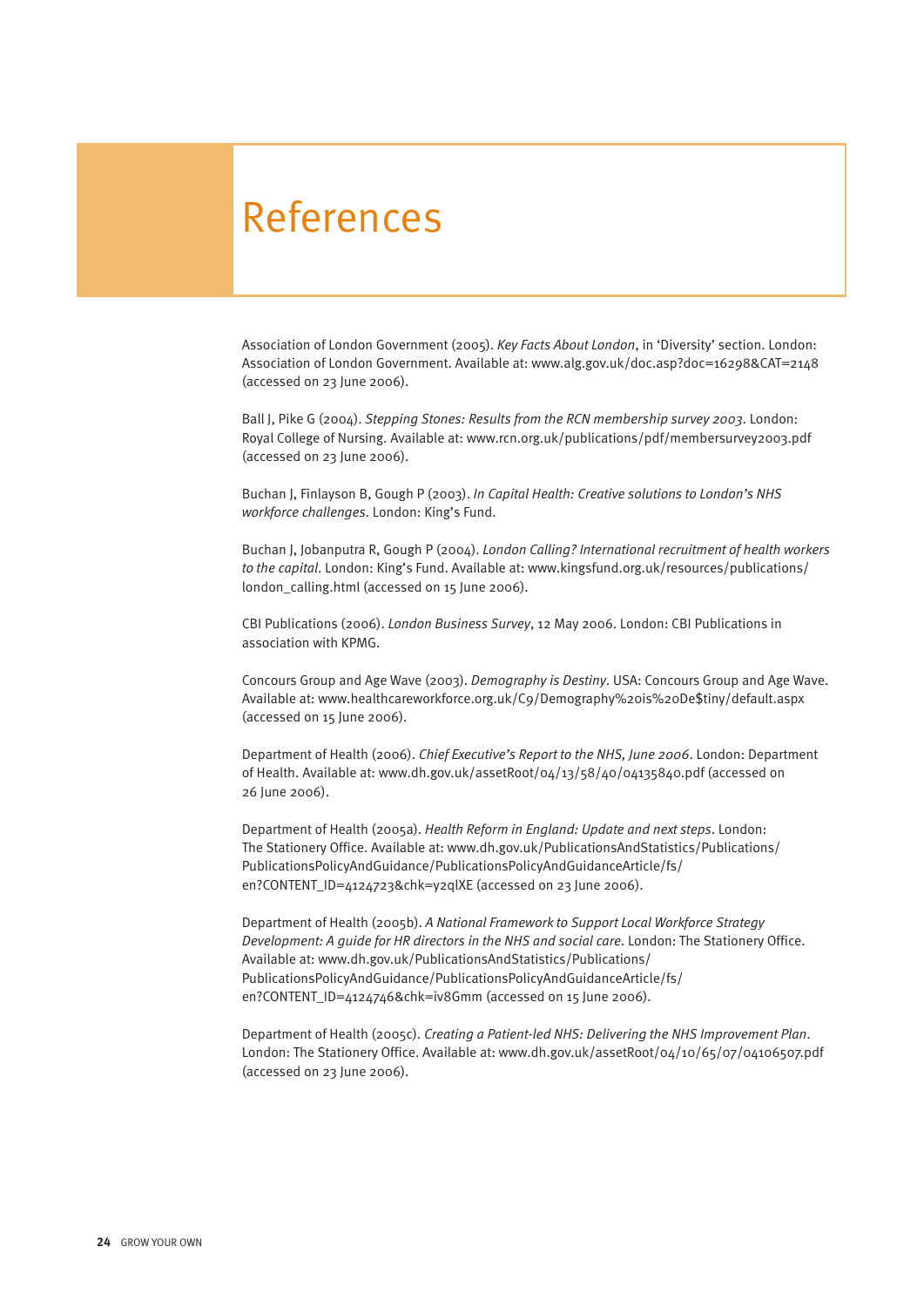# References

Association of London Government (2005). *Key Facts About London*, in 'Diversity' section. London: Association of London Government. Available at: www.alg.gov.uk/doc.asp?doc=16298&CAT=2148 (accessed on 23 June 2006).

Ball J, Pike G (2004). *Stepping Stones: Results from the RCN membership survey 2003*. London: Royal College of Nursing. Available at: www.rcn.org.uk/publications/pdf/membersurvey2003.pdf (accessed on 23 June 2006).

Buchan J, Finlayson B, Gough P (2003). *In Capital Health: Creative solutions to London's NHS workforce challenges*. London: King's Fund.

Buchan J, Jobanputra R, Gough P (2004). *London Calling? International recruitment of health workers to the capital*. London: King's Fund. Available at: www.kingsfund.org.uk/resources/publications/london_calling.html (accessed on 15 June 2006).

CBI Publications (2006). *London Business Survey*, 12 May 2006. London: CBI Publications in association with KPMG.

Concours Group and Age Wave (2003). *Demography is Destiny*. USA: Concours Group and Age Wave. Available at: www.healthcareworkforce.org.uk/C9/Demography%20is%20De$tiny/default.aspx (accessed on 15 June 2006).

Department of Health (2006). *Chief Executive's Report to the NHS, June 2006*. London: Department of Health. Available at: www.dh.gov.uk/assetRoot/04/13/58/40/04135840.pdf (accessed on 26 June 2006).

Department of Health (2005a). *Health Reform in England: Update and next steps*. London: The Stationery Office. Available at: www.dh.gov.uk/PublicationsAndStatistics/Publications/PublicationsPolicyAndGuidance/PublicationsPolicyAndGuidanceArticle/fs/en?CONTENT_ID=4124723&chk=y2qlXE (accessed on 23 June 2006).

Department of Health (2005b). *A National Framework to Support Local Workforce Strategy Development: A guide for HR directors in the NHS and social care*. London: The Stationery Office. Available at: www.dh.gov.uk/PublicationsAndStatistics/Publications/PublicationsPolicyAndGuidance/PublicationsPolicyAndGuidanceArticle/fs/en?CONTENT_ID=4124746&chk=iv8Gmm (accessed on 15 June 2006).

Department of Health (2005c). *Creating a Patient-led NHS: Delivering the NHS Improvement Plan*. London: The Stationery Office. Available at: www.dh.gov.uk/assetRoot/04/10/65/07/04106507.pdf (accessed on 23 June 2006).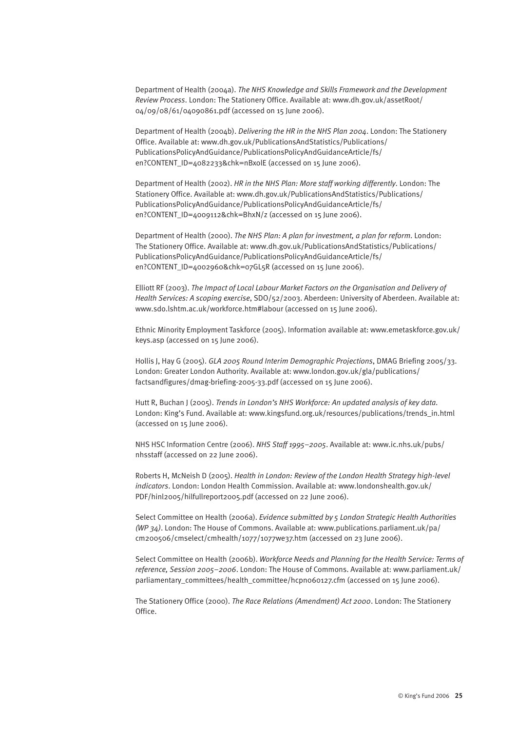Department of Health (2004a). *The NHS Knowledge and Skills Framework and the Development Review Process*. London: The Stationery Office. Available at: www.dh.gov.uk/assetRoot/04/09/08/61/04090861.pdf (accessed on 15 June 2006).

Department of Health (2004b). *Delivering the HR in the NHS Plan 2004*. London: The Stationery Office. Available at: www.dh.gov.uk/PublicationsAndStatistics/Publications/PublicationsPolicyAndGuidance/PublicationsPolicyAndGuidanceArticle/fs/en?CONTENT_ID=4082233&chk=nBxolE (accessed on 15 June 2006).

Department of Health (2002). *HR in the NHS Plan: More staff working differently*. London: The Stationery Office. Available at: www.dh.gov.uk/PublicationsAndStatistics/Publications/PublicationsPolicyAndGuidance/PublicationsPolicyAndGuidanceArticle/fs/en?CONTENT_ID=4009112&chk=BhxN/z (accessed on 15 June 2006).

Department of Health (2000). *The NHS Plan: A plan for investment, a plan for reform*. London: The Stationery Office. Available at: www.dh.gov.uk/PublicationsAndStatistics/Publications/PublicationsPolicyAndGuidance/PublicationsPolicyAndGuidanceArticle/fs/en?CONTENT_ID=4002960&chk=07GL5R (accessed on 15 June 2006).

Elliott RF (2003). *The Impact of Local Labour Market Factors on the Organisation and Delivery of Health Services: A scoping exercise*, SDO/52/2003. Aberdeen: University of Aberdeen. Available at: www.sdo.lshtm.ac.uk/workforce.htm#labour (accessed on 15 June 2006).

Ethnic Minority Employment Taskforce (2005). Information available at: www.emetaskforce.gov.uk/keys.asp (accessed on 15 June 2006).

Hollis J, Hay G (2005). *GLA 2005 Round Interim Demographic Projections*, DMAG Briefing 2005/33. London: Greater London Authority. Available at: www.london.gov.uk/gla/publications/factsandfigures/dmag-briefing-2005-33.pdf (accessed on 15 June 2006).

Hutt R, Buchan J (2005). *Trends in London's NHS Workforce: An updated analysis of key data*. London: King's Fund. Available at: www.kingsfund.org.uk/resources/publications/trends_in.html (accessed on 15 June 2006).

NHS HSC Information Centre (2006). *NHS Staff 1995–2005*. Available at: www.ic.nhs.uk/pubs/nhsstaff (accessed on 22 June 2006).

Roberts H, McNeish D (2005). *Health in London: Review of the London Health Strategy high-level indicators*. London: London Health Commission. Available at: www.londonshealth.gov.uk/PDF/hinl2005/hilfullreport2005.pdf (accessed on 22 June 2006).

Select Committee on Health (2006a). *Evidence submitted by 5 London Strategic Health Authorities (WP 34)*. London: The House of Commons. Available at: www.publications.parliament.uk/pa/cm200506/cmselect/cmhealth/1077/1077we37.htm (accessed on 23 June 2006).

Select Committee on Health (2006b). *Workforce Needs and Planning for the Health Service: Terms of reference, Session 2005–2006*. London: The House of Commons. Available at: www.parliament.uk/parliamentary_committees/health_committee/hcpn060127.cfm (accessed on 15 June 2006).

The Stationery Office (2000). *The Race Relations (Amendment) Act 2000*. London: The Stationery Office.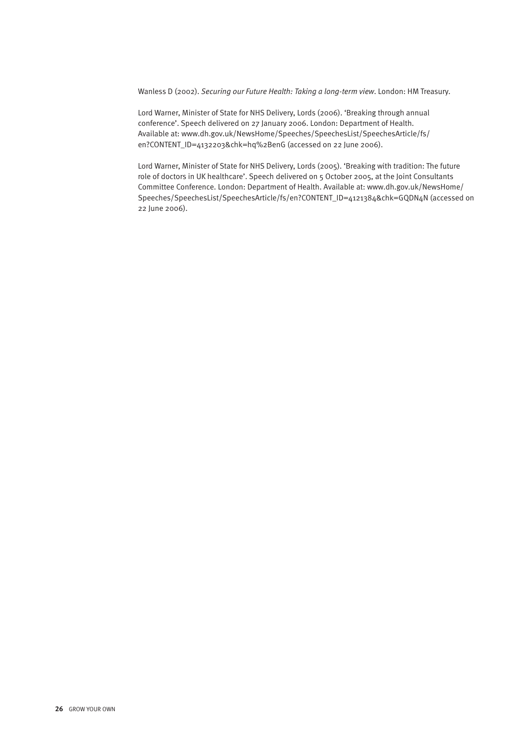Wanless D (2002). *Securing our Future Health: Taking a long-term view*. London: HM Treasury.

Lord Warner, Minister of State for NHS Delivery, Lords (2006). 'Breaking through annual conference'. Speech delivered on 27 January 2006. London: Department of Health. Available at: www.dh.gov.uk/NewsHome/Speeches/SpeechesList/SpeechesArticle/fs/en?CONTENT_ID=4132203&chk=hq%2BenG (accessed on 22 June 2006).

Lord Warner, Minister of State for NHS Delivery, Lords (2005). 'Breaking with tradition: The future role of doctors in UK healthcare'. Speech delivered on 5 October 2005, at the Joint Consultants Committee Conference. London: Department of Health. Available at: www.dh.gov.uk/NewsHome/Speeches/SpeechesList/SpeechesArticle/fs/en?CONTENT_ID=4121384&chk=GQDN4N (accessed on 22 June 2006).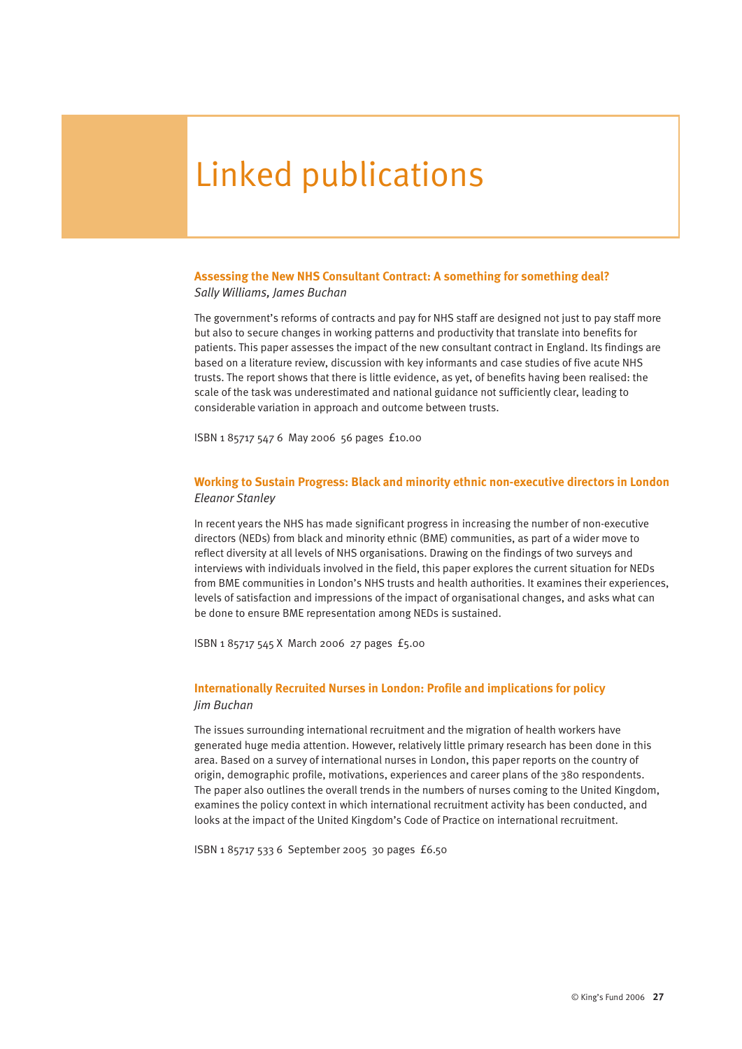# Linked publications

### Assessing the New NHS Consultant Contract: A something for something deal?

*Sally Williams, James Buchan*

The government's reforms of contracts and pay for NHS staff are designed not just to pay staff more but also to secure changes in working patterns and productivity that translate into benefits for patients. This paper assesses the impact of the new consultant contract in England. Its findings are based on a literature review, discussion with key informants and case studies of five acute NHS trusts. The report shows that there is little evidence, as yet, of benefits having been realised: the scale of the task was underestimated and national guidance not sufficiently clear, leading to considerable variation in approach and outcome between trusts.

ISBN 1 85717 547 6 May 2006 56 pages £10.00

### Working to Sustain Progress: Black and minority ethnic non-executive directors in London

*Eleanor Stanley*

In recent years the NHS has made significant progress in increasing the number of non-executive directors (NEDs) from black and minority ethnic (BME) communities, as part of a wider move to reflect diversity at all levels of NHS organisations. Drawing on the findings of two surveys and interviews with individuals involved in the field, this paper explores the current situation for NEDs from BME communities in London's NHS trusts and health authorities. It examines their experiences, levels of satisfaction and impressions of the impact of organisational changes, and asks what can be done to ensure BME representation among NEDs is sustained.

ISBN 1 85717 545 X March 2006 27 pages £5.00

### Internationally Recruited Nurses in London: Profile and implications for policy

*Jim Buchan*

The issues surrounding international recruitment and the migration of health workers have generated huge media attention. However, relatively little primary research has been done in this area. Based on a survey of international nurses in London, this paper reports on the country of origin, demographic profile, motivations, experiences and career plans of the 380 respondents. The paper also outlines the overall trends in the numbers of nurses coming to the United Kingdom, examines the policy context in which international recruitment activity has been conducted, and looks at the impact of the United Kingdom's Code of Practice on international recruitment.

ISBN 1 85717 533 6 September 2005 30 pages £6.50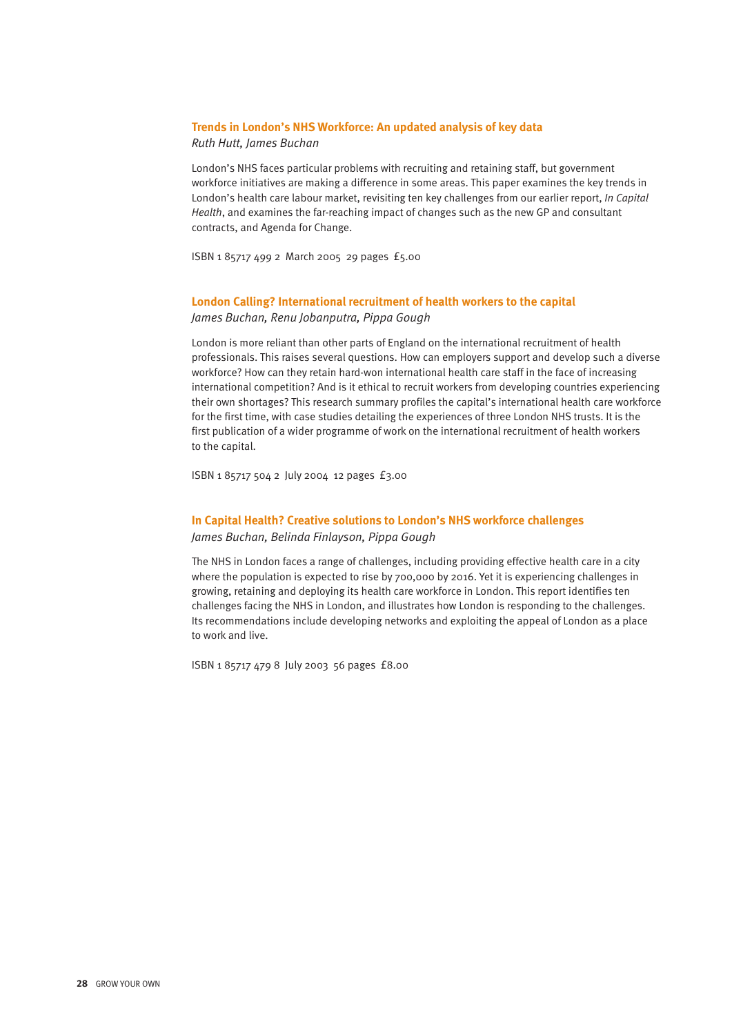### Trends in London's NHS Workforce: An updated analysis of key data

*Ruth Hutt, James Buchan*

London's NHS faces particular problems with recruiting and retaining staff, but government workforce initiatives are making a difference in some areas. This paper examines the key trends in London's health care labour market, revisiting ten key challenges from our earlier report, *In Capital Health*, and examines the far-reaching impact of changes such as the new GP and consultant contracts, and Agenda for Change.

ISBN 1 85717 499 2 March 2005 29 pages £5.00

### London Calling? International recruitment of health workers to the capital

*James Buchan, Renu Jobanputra, Pippa Gough*

London is more reliant than other parts of England on the international recruitment of health professionals. This raises several questions. How can employers support and develop such a diverse workforce? How can they retain hard-won international health care staff in the face of increasing international competition? And is it ethical to recruit workers from developing countries experiencing their own shortages? This research summary profiles the capital's international health care workforce for the first time, with case studies detailing the experiences of three London NHS trusts. It is the first publication of a wider programme of work on the international recruitment of health workers to the capital.

ISBN 1 85717 504 2 July 2004 12 pages £3.00

### In Capital Health? Creative solutions to London's NHS workforce challenges

*James Buchan, Belinda Finlayson, Pippa Gough*

The NHS in London faces a range of challenges, including providing effective health care in a city where the population is expected to rise by 700,000 by 2016. Yet it is experiencing challenges in growing, retaining and deploying its health care workforce in London. This report identifies ten challenges facing the NHS in London, and illustrates how London is responding to the challenges. Its recommendations include developing networks and exploiting the appeal of London as a place to work and live.

ISBN 1 85717 479 8 July 2003 56 pages £8.00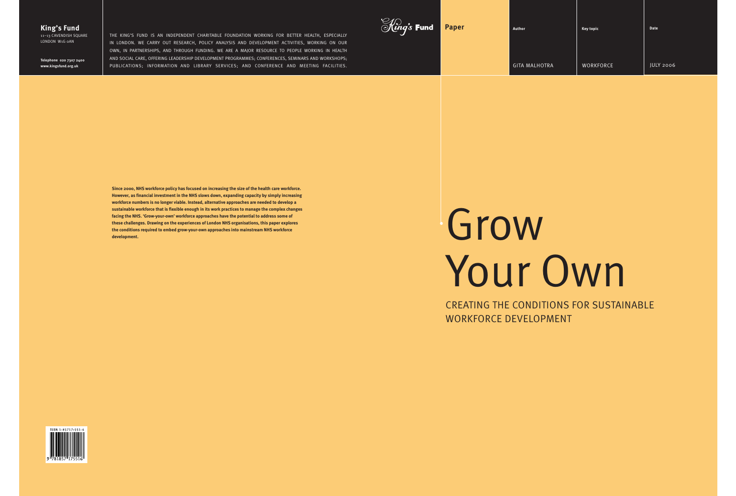**King's Fund**

11–13 CAVENDISH SQUARE
LONDON W1G 0AN

**Telephone 020 7307 2400**
**www.kingsfund.org.uk**

THE KING'S FUND IS AN INDEPENDENT CHARITABLE FOUNDATION WORKING FOR BETTER HEALTH, ESPECIALLY IN LONDON. WE CARRY OUT RESEARCH, POLICY ANALYSIS AND DEVELOPMENT ACTIVITIES, WORKING ON OUR OWN, IN PARTNERSHIPS, AND THROUGH FUNDING. WE ARE A MAJOR RESOURCE TO PEOPLE WORKING IN HEALTH AND SOCIAL CARE, OFFERING LEADERSHIP DEVELOPMENT PROGRAMMES; CONFERENCES, SEMINARS AND WORKSHOPS; PUBLICATIONS; INFORMATION AND LIBRARY SERVICES; AND CONFERENCE AND MEETING FACILITIES.

King's Fund

**Paper**

**Author**
GITA MALHOTRA

**Key topic**
WORKFORCE

**Date**
JULY 2006

**Since 2000, NHS workforce policy has focused on increasing the size of the health care workforce. However, as financial investment in the NHS slows down, expanding capacity by simply increasing workforce numbers is no longer viable. Instead, alternative approaches are needed to develop a sustainable workforce that is flexible enough in its work practices to manage the complex changes facing the NHS. 'Grow-your-own' workforce approaches have the potential to address some of these challenges. Drawing on the experiences of London NHS organisations, this paper explores the conditions required to embed grow-your-own approaches into mainstream NHS workforce development.**

# Grow Your Own

## CREATING THE CONDITIONS FOR SUSTAINABLE WORKFORCE DEVELOPMENT

ISBN 1-85717-551-6

9 781857 175516